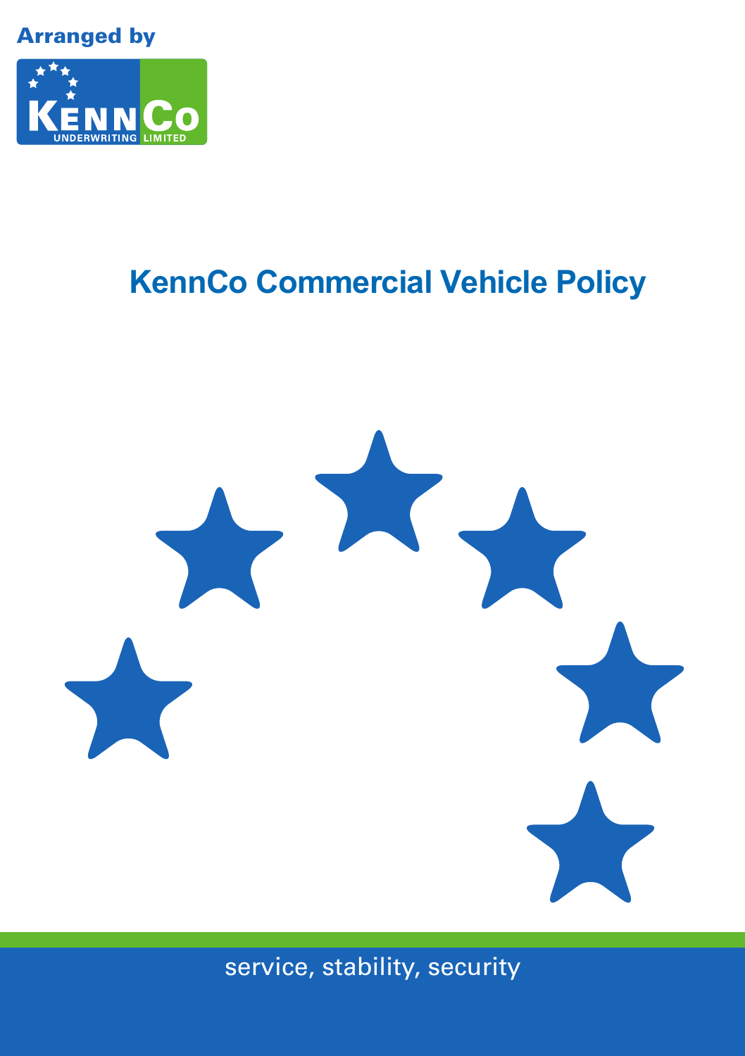Arranged by

KENNCO UNDERWRITING LIMITED

# KennCo Commercial Vehicle Policy

service, stability, security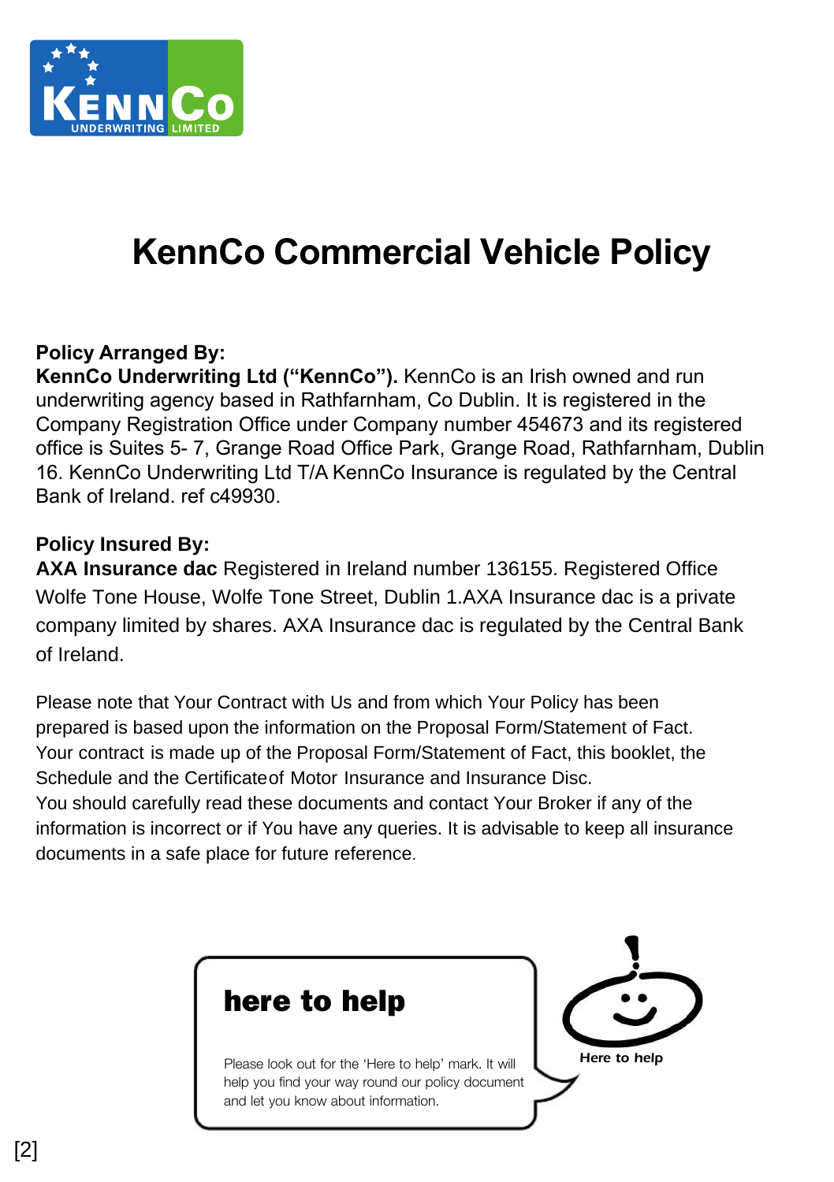# KennCo Commercial Vehicle Policy

**Policy Arranged By:**
**KennCo Underwriting Ltd ("KennCo").** KennCo is an Irish owned and run underwriting agency based in Rathfarnham, Co Dublin. It is registered in the Company Registration Office under Company number 454673 and its registered office is Suites 5- 7, Grange Road Office Park, Grange Road, Rathfarnham, Dublin 16. KennCo Underwriting Ltd T/A KennCo Insurance is regulated by the Central Bank of Ireland. ref c49930.

**Policy Insured By:**
**AXA Insurance dac** Registered in Ireland number 136155. Registered Office Wolfe Tone House, Wolfe Tone Street, Dublin 1.AXA Insurance dac is a private company limited by shares. AXA Insurance dac is regulated by the Central Bank of Ireland.

Please note that Your Contract with Us and from which Your Policy has been prepared is based upon the information on the Proposal Form/Statement of Fact. Your contract is made up of the Proposal Form/Statement of Fact, this booklet, the Schedule and the Certificate of Motor Insurance and Insurance Disc.
You should carefully read these documents and contact Your Broker if any of the information is incorrect or if You have any queries. It is advisable to keep all insurance documents in a safe place for future reference.

**here to help**

Please look out for the 'Here to help' mark. It will help you find your way round our policy document and let you know about information.

*Here to help*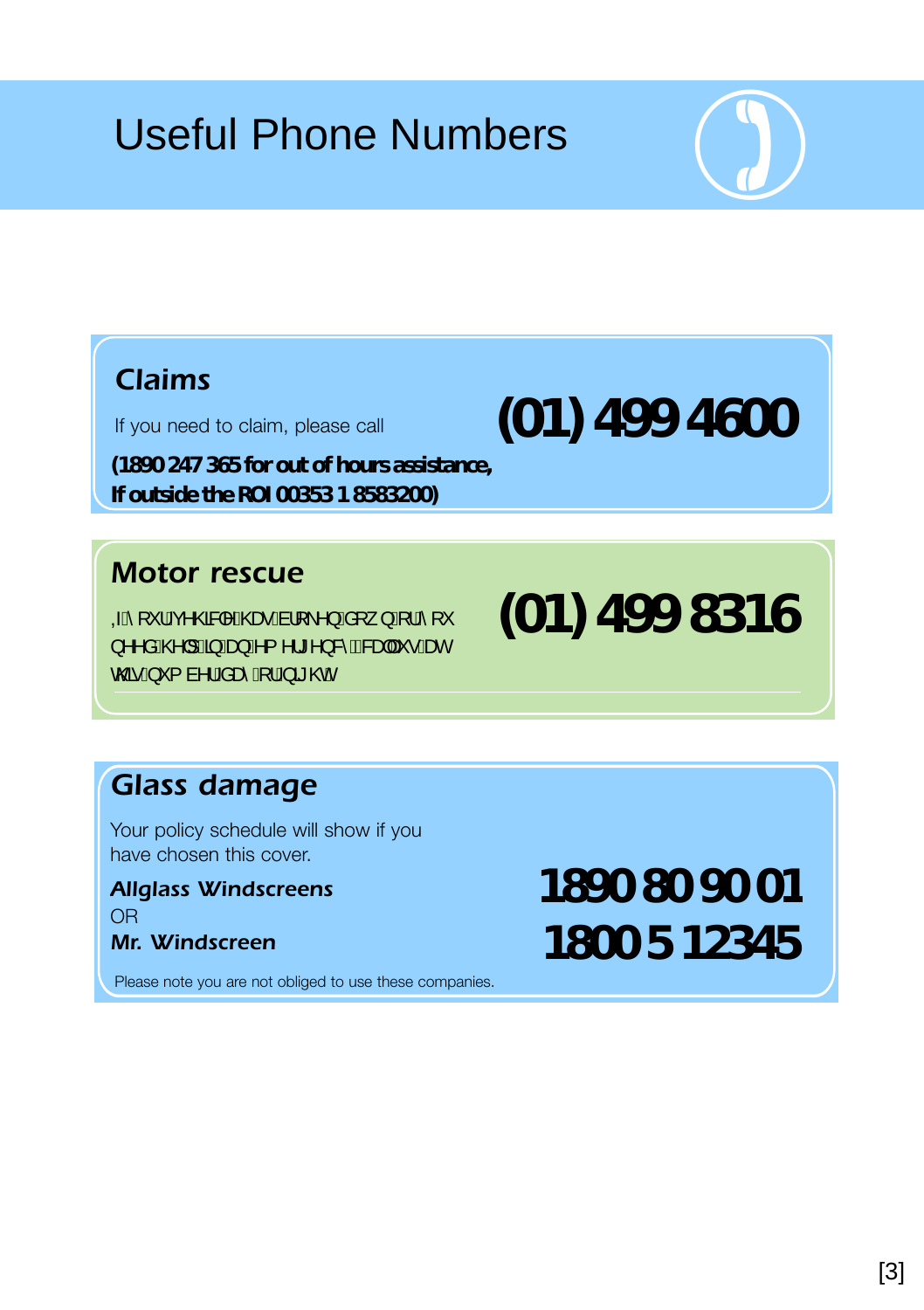# Useful Phone Numbers

## Claims

If you need to claim, please call

**(01) 499 4600**

**(1890 247 365 for out of hours assistance, If outside the ROI 00353 1 8583200)**

## Motor rescue

If your vehicle has broken down or you need help in an emergency, call us at this number day or night

**(01) 499 8316**

## Glass damage

Your policy schedule will show if you have chosen this cover.

**Allglass Windscreens**

**1890 80 90 01**

OR

**Mr. Windscreen**

**1800 5 12345**

Please note you are not obliged to use these companies.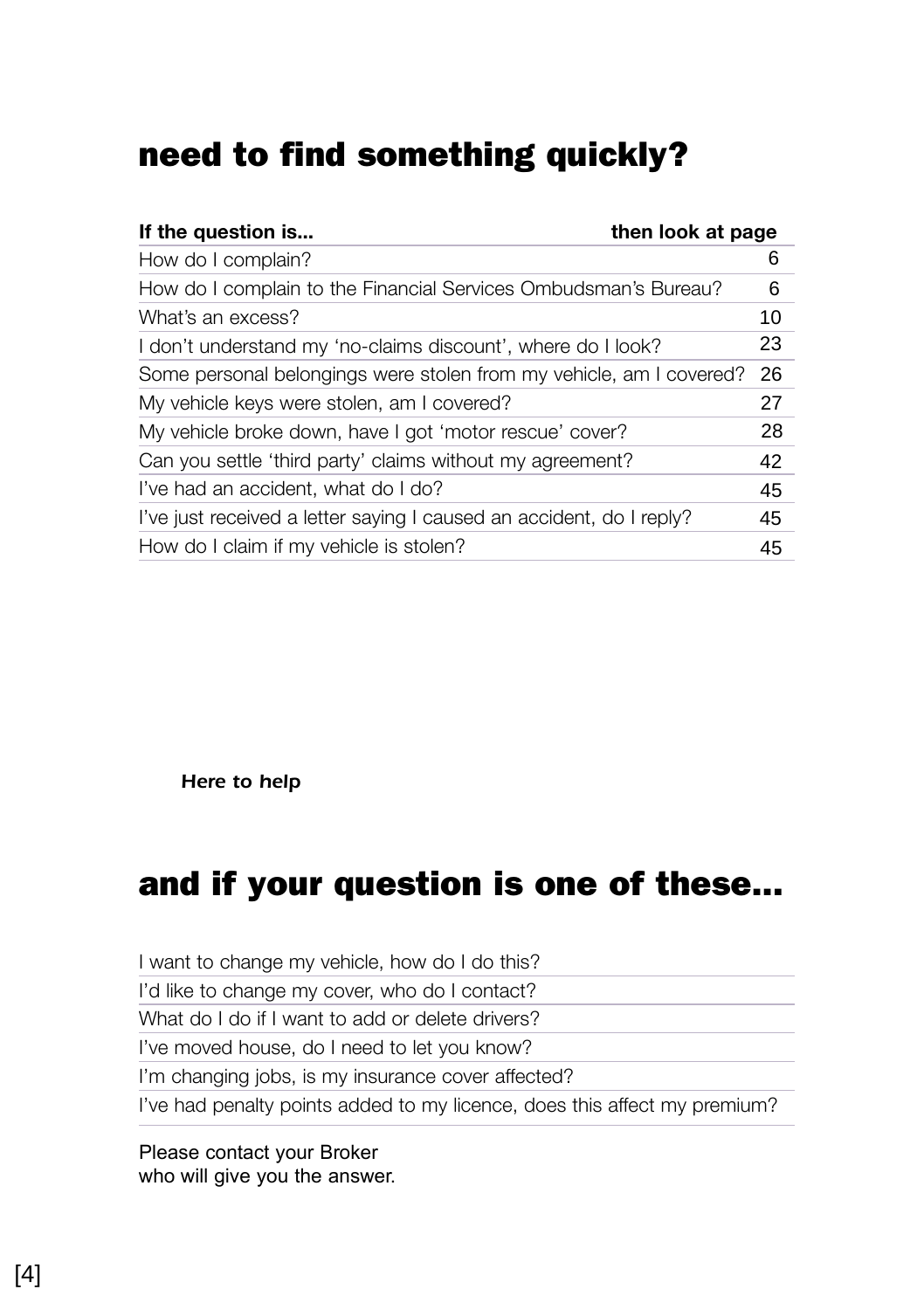## need to find something quickly?

| If the question is... | then look at page |
| --- | --- |
| How do I complain? | 6 |
| How do I complain to the Financial Services Ombudsman's Bureau? | 6 |
| What's an excess? | 10 |
| I don't understand my 'no-claims discount', where do I look? | 23 |
| Some personal belongings were stolen from my vehicle, am I covered? | 26 |
| My vehicle keys were stolen, am I covered? | 27 |
| My vehicle broke down, have I got 'motor rescue' cover? | 28 |
| Can you settle 'third party' claims without my agreement? | 42 |
| I've had an accident, what do I do? | 45 |
| I've just received a letter saying I caused an accident, do I reply? | 45 |
| How do I claim if my vehicle is stolen? | 45 |

*Here to help*

## and if your question is one of these...

I want to change my vehicle, how do I do this?

I'd like to change my cover, who do I contact?

What do I do if I want to add or delete drivers?

I've moved house, do I need to let you know?

I'm changing jobs, is my insurance cover affected?

I've had penalty points added to my licence, does this affect my premium?

Please contact your Broker
who will give you the answer.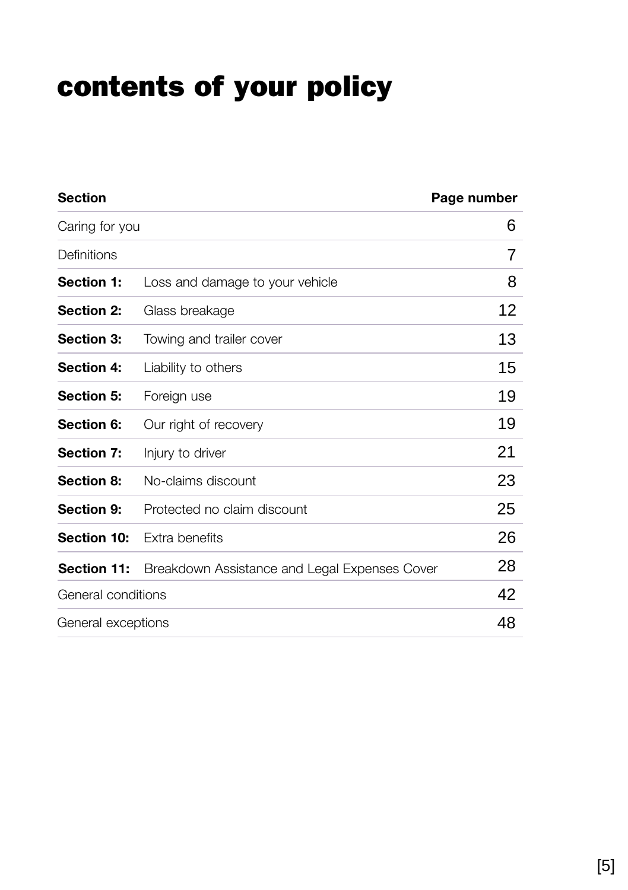# contents of your policy

| Section | | Page number |
|---|---|---|
| Caring for you | | 6 |
| Definitions | | 7 |
| **Section 1:** | Loss and damage to your vehicle | 8 |
| **Section 2:** | Glass breakage | 12 |
| **Section 3:** | Towing and trailer cover | 13 |
| **Section 4:** | Liability to others | 15 |
| **Section 5:** | Foreign use | 19 |
| **Section 6:** | Our right of recovery | 19 |
| **Section 7:** | Injury to driver | 21 |
| **Section 8:** | No-claims discount | 23 |
| **Section 9:** | Protected no claim discount | 25 |
| **Section 10:** | Extra benefits | 26 |
| **Section 11:** | Breakdown Assistance and Legal Expenses Cover | 28 |
| General conditions | | 42 |
| General exceptions | | 48 |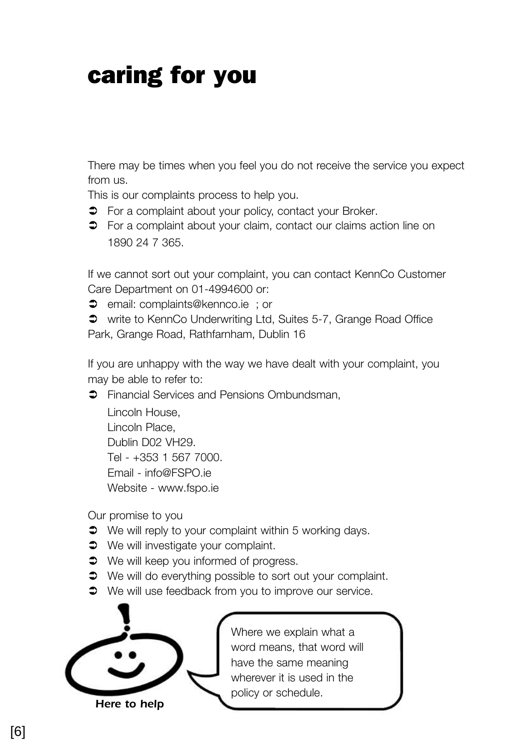# caring for you

There may be times when you feel you do not receive the service you expect from us.

This is our complaints process to help you.

- For a complaint about your policy, contact your Broker.
- For a complaint about your claim, contact our claims action line on 1890 24 7 365.

If we cannot sort out your complaint, you can contact KennCo Customer Care Department on 01-4994600 or:

- email: complaints@kennco.ie ; or
- write to KennCo Underwriting Ltd, Suites 5-7, Grange Road Office Park, Grange Road, Rathfarnham, Dublin 16

If you are unhappy with the way we have dealt with your complaint, you may be able to refer to:

- Financial Services and Pensions Ombundsman,
  Lincoln House,
  Lincoln Place,
  Dublin D02 VH29.
  Tel - +353 1 567 7000.
  Email - info@FSPO.ie
  Website - www.fspo.ie

Our promise to you

- We will reply to your complaint within 5 working days.
- We will investigate your complaint.
- We will keep you informed of progress.
- We will do everything possible to sort out your complaint.
- We will use feedback from you to improve our service.

Where we explain what a word means, that word will have the same meaning wherever it is used in the policy or schedule.

*Here to help*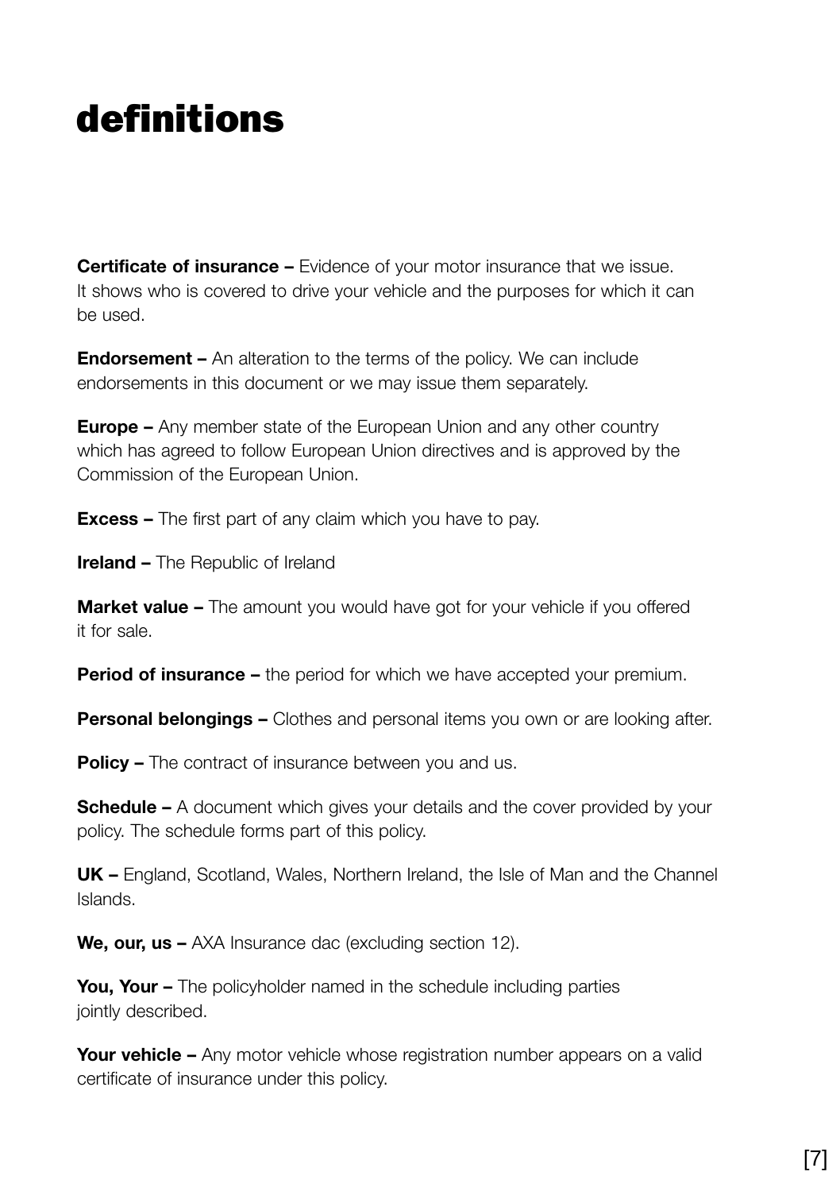# definitions

**Certificate of insurance –** Evidence of your motor insurance that we issue. It shows who is covered to drive your vehicle and the purposes for which it can be used.

**Endorsement –** An alteration to the terms of the policy. We can include endorsements in this document or we may issue them separately.

**Europe –** Any member state of the European Union and any other country which has agreed to follow European Union directives and is approved by the Commission of the European Union.

**Excess –** The first part of any claim which you have to pay.

**Ireland –** The Republic of Ireland

**Market value –** The amount you would have got for your vehicle if you offered it for sale.

**Period of insurance –** the period for which we have accepted your premium.

**Personal belongings –** Clothes and personal items you own or are looking after.

**Policy –** The contract of insurance between you and us.

**Schedule –** A document which gives your details and the cover provided by your policy. The schedule forms part of this policy.

**UK –** England, Scotland, Wales, Northern Ireland, the Isle of Man and the Channel Islands.

**We, our, us –** AXA Insurance dac (excluding section 12).

**You, Your –** The policyholder named in the schedule including parties jointly described.

**Your vehicle –** Any motor vehicle whose registration number appears on a valid certificate of insurance under this policy.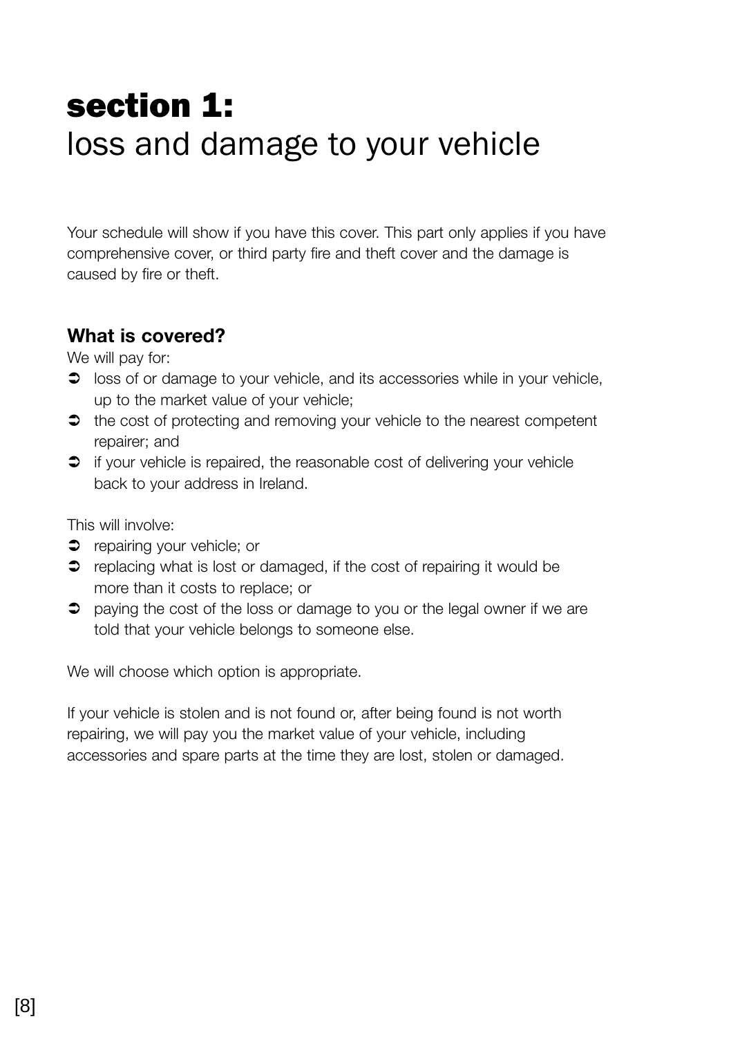# section 1:
loss and damage to your vehicle

Your schedule will show if you have this cover. This part only applies if you have comprehensive cover, or third party fire and theft cover and the damage is caused by fire or theft.

## What is covered?

We will pay for:

- loss of or damage to your vehicle, and its accessories while in your vehicle, up to the market value of your vehicle;
- the cost of protecting and removing your vehicle to the nearest competent repairer; and
- if your vehicle is repaired, the reasonable cost of delivering your vehicle back to your address in Ireland.

This will involve:

- repairing your vehicle; or
- replacing what is lost or damaged, if the cost of repairing it would be more than it costs to replace; or
- paying the cost of the loss or damage to you or the legal owner if we are told that your vehicle belongs to someone else.

We will choose which option is appropriate.

If your vehicle is stolen and is not found or, after being found is not worth repairing, we will pay you the market value of your vehicle, including accessories and spare parts at the time they are lost, stolen or damaged.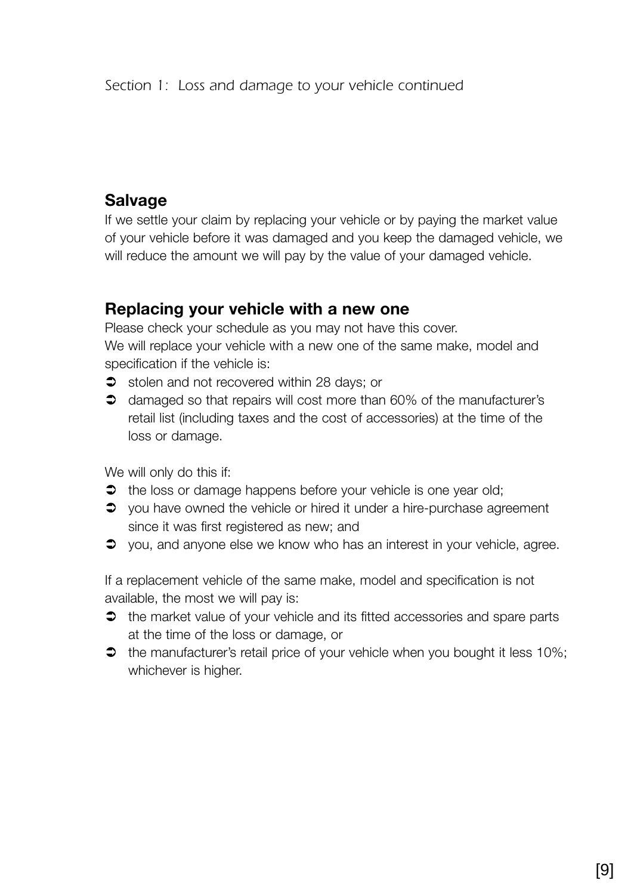## Salvage

If we settle your claim by replacing your vehicle or by paying the market value of your vehicle before it was damaged and you keep the damaged vehicle, we will reduce the amount we will pay by the value of your damaged vehicle.

## Replacing your vehicle with a new one

Please check your schedule as you may not have this cover.
We will replace your vehicle with a new one of the same make, model and specification if the vehicle is:

- stolen and not recovered within 28 days; or
- damaged so that repairs will cost more than 60% of the manufacturer's retail list (including taxes and the cost of accessories) at the time of the loss or damage.

We will only do this if:

- the loss or damage happens before your vehicle is one year old;
- you have owned the vehicle or hired it under a hire-purchase agreement since it was first registered as new; and
- you, and anyone else we know who has an interest in your vehicle, agree.

If a replacement vehicle of the same make, model and specification is not available, the most we will pay is:

- the market value of your vehicle and its fitted accessories and spare parts at the time of the loss or damage, or
- the manufacturer's retail price of your vehicle when you bought it less 10%; whichever is higher.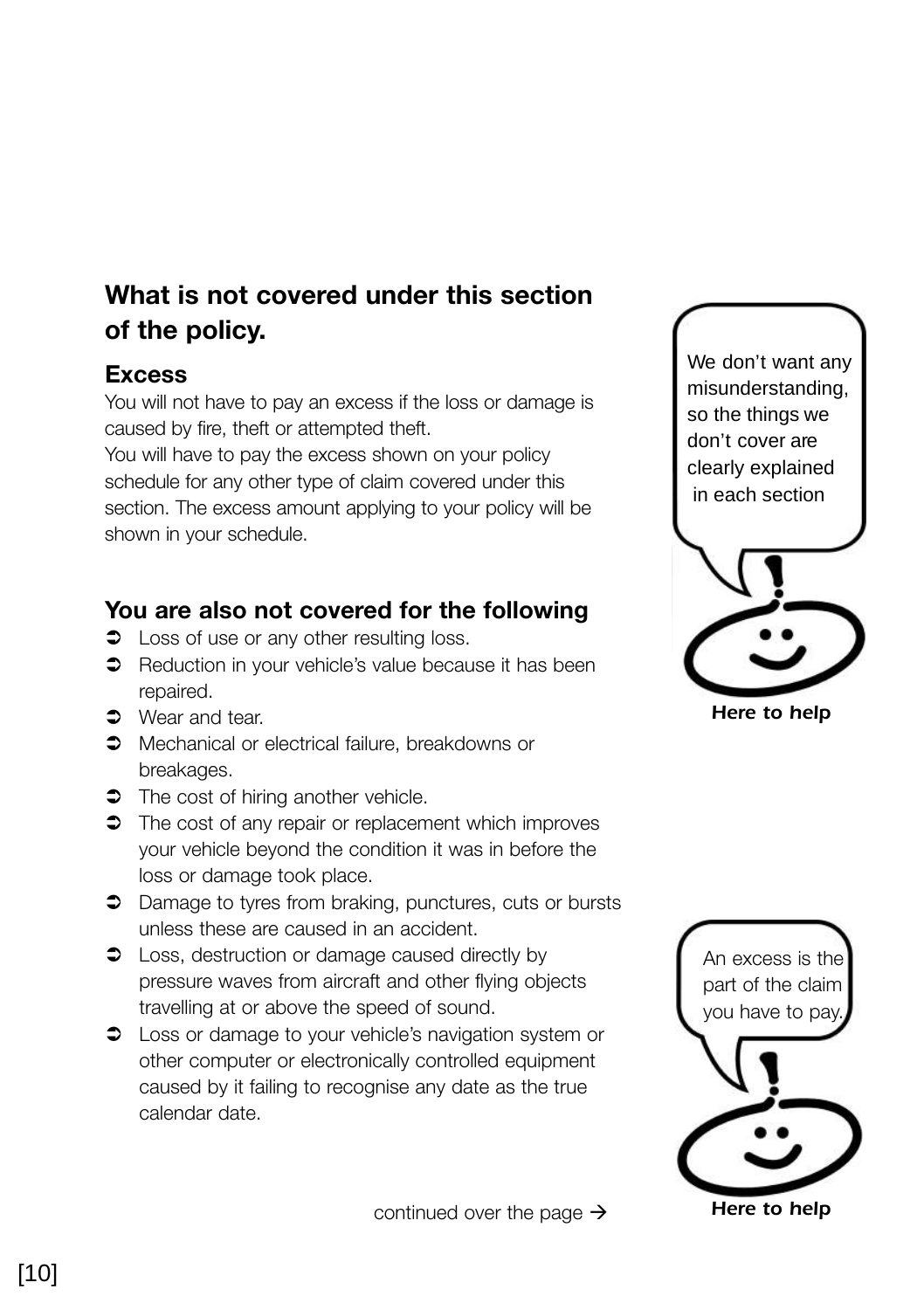## What is not covered under this section of the policy.

### Excess

You will not have to pay an excess if the loss or damage is caused by fire, theft or attempted theft.
You will have to pay the excess shown on your policy schedule for any other type of claim covered under this section. The excess amount applying to your policy will be shown in your schedule.

### You are also not covered for the following

- Loss of use or any other resulting loss.
- Reduction in your vehicle's value because it has been repaired.
- Wear and tear.
- Mechanical or electrical failure, breakdowns or breakages.
- The cost of hiring another vehicle.
- The cost of any repair or replacement which improves your vehicle beyond the condition it was in before the loss or damage took place.
- Damage to tyres from braking, punctures, cuts or bursts unless these are caused in an accident.
- Loss, destruction or damage caused directly by pressure waves from aircraft and other flying objects travelling at or above the speed of sound.
- Loss or damage to your vehicle's navigation system or other computer or electronically controlled equipment caused by it failing to recognise any date as the true calendar date.

continued over the page →

We don't want any misunderstanding, so the things we don't cover are clearly explained in each section

*Here to help*

An excess is the part of the claim you have to pay.

*Here to help*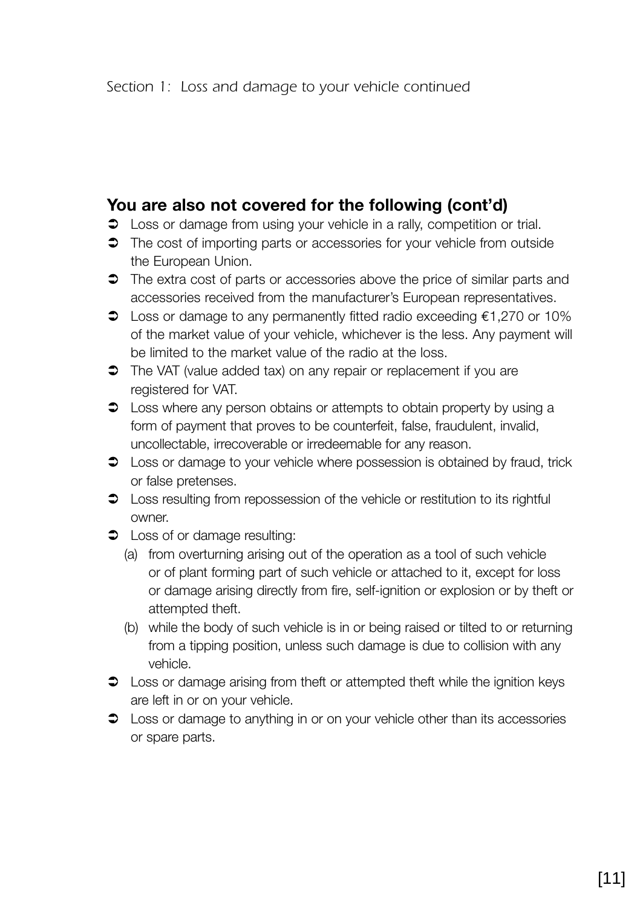## You are also not covered for the following (cont'd)

- Loss or damage from using your vehicle in a rally, competition or trial.
- The cost of importing parts or accessories for your vehicle from outside the European Union.
- The extra cost of parts or accessories above the price of similar parts and accessories received from the manufacturer's European representatives.
- Loss or damage to any permanently fitted radio exceeding €1,270 or 10% of the market value of your vehicle, whichever is the less. Any payment will be limited to the market value of the radio at the loss.
- The VAT (value added tax) on any repair or replacement if you are registered for VAT.
- Loss where any person obtains or attempts to obtain property by using a form of payment that proves to be counterfeit, false, fraudulent, invalid, uncollectable, irrecoverable or irredeemable for any reason.
- Loss or damage to your vehicle where possession is obtained by fraud, trick or false pretenses.
- Loss resulting from repossession of the vehicle or restitution to its rightful owner.
- Loss of or damage resulting:
  - (a) from overturning arising out of the operation as a tool of such vehicle or of plant forming part of such vehicle or attached to it, except for loss or damage arising directly from fire, self-ignition or explosion or by theft or attempted theft.
  - (b) while the body of such vehicle is in or being raised or tilted to or returning from a tipping position, unless such damage is due to collision with any vehicle.
- Loss or damage arising from theft or attempted theft while the ignition keys are left in or on your vehicle.
- Loss or damage to anything in or on your vehicle other than its accessories or spare parts.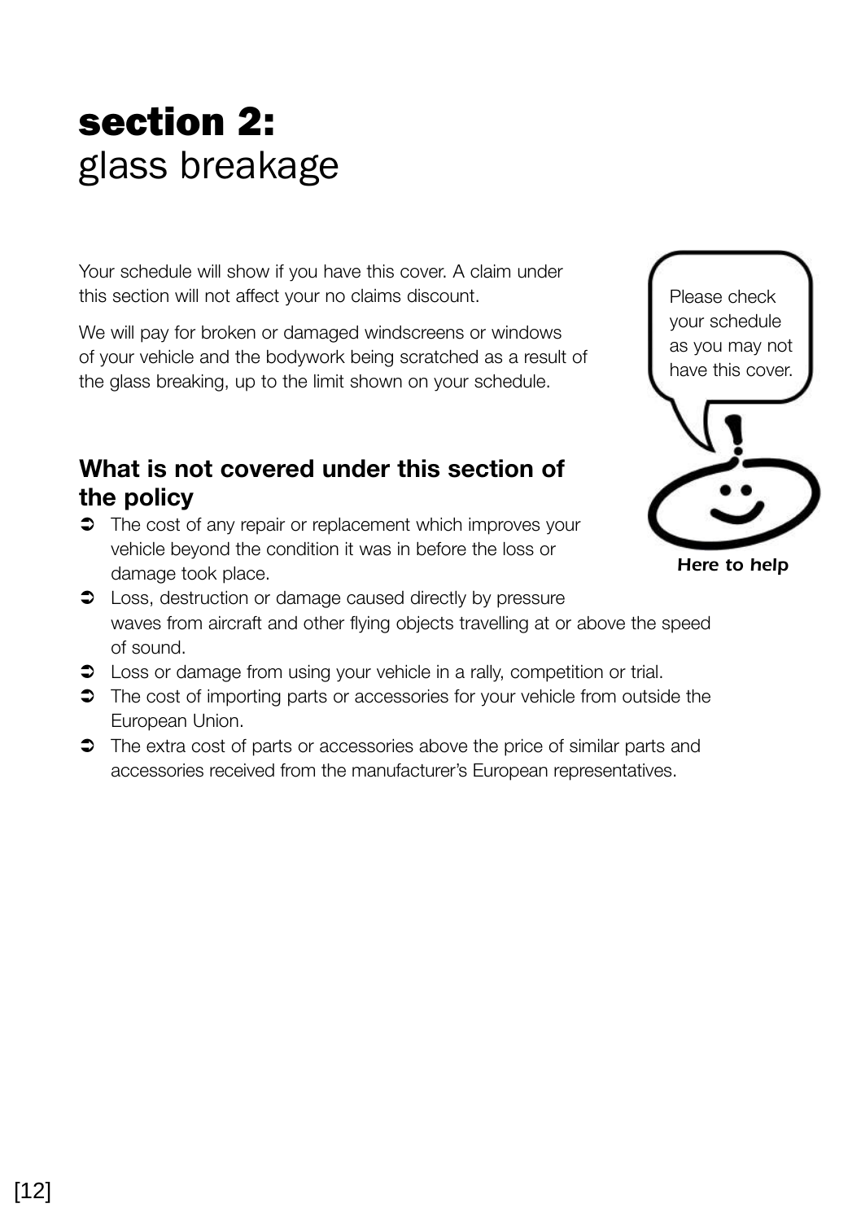# **section 2:** glass breakage

Your schedule will show if you have this cover. A claim under this section will not affect your no claims discount.

We will pay for broken or damaged windscreens or windows of your vehicle and the bodywork being scratched as a result of the glass breaking, up to the limit shown on your schedule.

Please check your schedule as you may not have this cover.

*Here to help*

## What is not covered under this section of the policy

- The cost of any repair or replacement which improves your vehicle beyond the condition it was in before the loss or damage took place.
- Loss, destruction or damage caused directly by pressure waves from aircraft and other flying objects travelling at or above the speed of sound.
- Loss or damage from using your vehicle in a rally, competition or trial.
- The cost of importing parts or accessories for your vehicle from outside the European Union.
- The extra cost of parts or accessories above the price of similar parts and accessories received from the manufacturer's European representatives.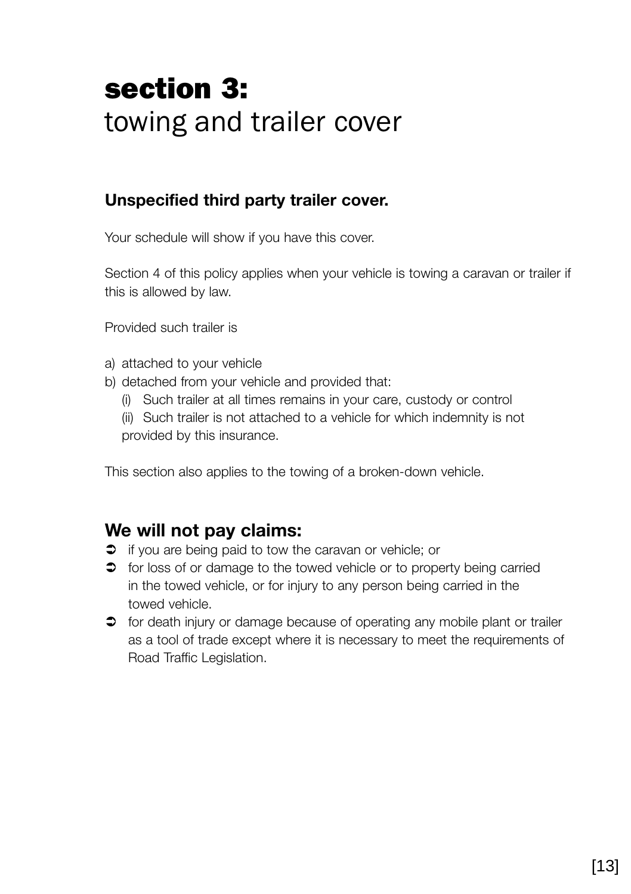# section 3:
towing and trailer cover

### Unspecified third party trailer cover.

Your schedule will show if you have this cover.

Section 4 of this policy applies when your vehicle is towing a caravan or trailer if this is allowed by law.

Provided such trailer is

a) attached to your vehicle
b) detached from your vehicle and provided that:
   (i) Such trailer at all times remains in your care, custody or control
   (ii) Such trailer is not attached to a vehicle for which indemnity is not provided by this insurance.

This section also applies to the towing of a broken-down vehicle.

## We will not pay claims:

- if you are being paid to tow the caravan or vehicle; or
- for loss of or damage to the towed vehicle or to property being carried in the towed vehicle, or for injury to any person being carried in the towed vehicle.
- for death injury or damage because of operating any mobile plant or trailer as a tool of trade except where it is necessary to meet the requirements of Road Traffic Legislation.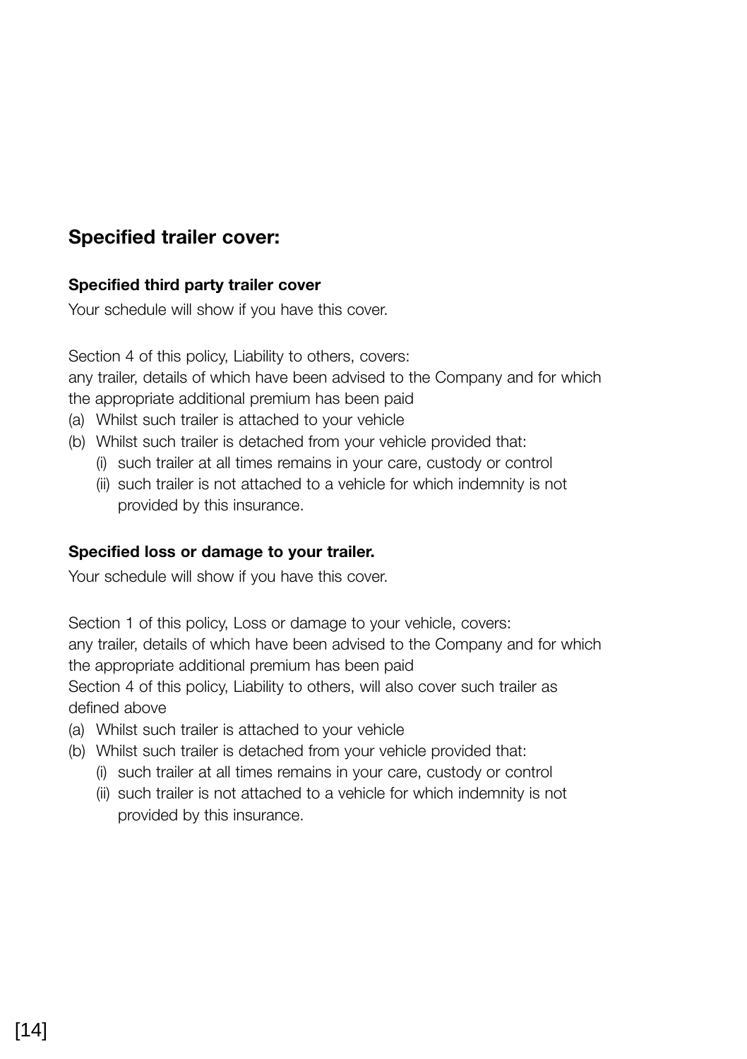## Specified trailer cover:

### Specified third party trailer cover

Your schedule will show if you have this cover.

Section 4 of this policy, Liability to others, covers:
any trailer, details of which have been advised to the Company and for which the appropriate additional premium has been paid

(a) Whilst such trailer is attached to your vehicle
(b) Whilst such trailer is detached from your vehicle provided that:
    (i) such trailer at all times remains in your care, custody or control
    (ii) such trailer is not attached to a vehicle for which indemnity is not provided by this insurance.

### Specified loss or damage to your trailer.

Your schedule will show if you have this cover.

Section 1 of this policy, Loss or damage to your vehicle, covers:
any trailer, details of which have been advised to the Company and for which the appropriate additional premium has been paid
Section 4 of this policy, Liability to others, will also cover such trailer as defined above

(a) Whilst such trailer is attached to your vehicle
(b) Whilst such trailer is detached from your vehicle provided that:
    (i) such trailer at all times remains in your care, custody or control
    (ii) such trailer is not attached to a vehicle for which indemnity is not provided by this insurance.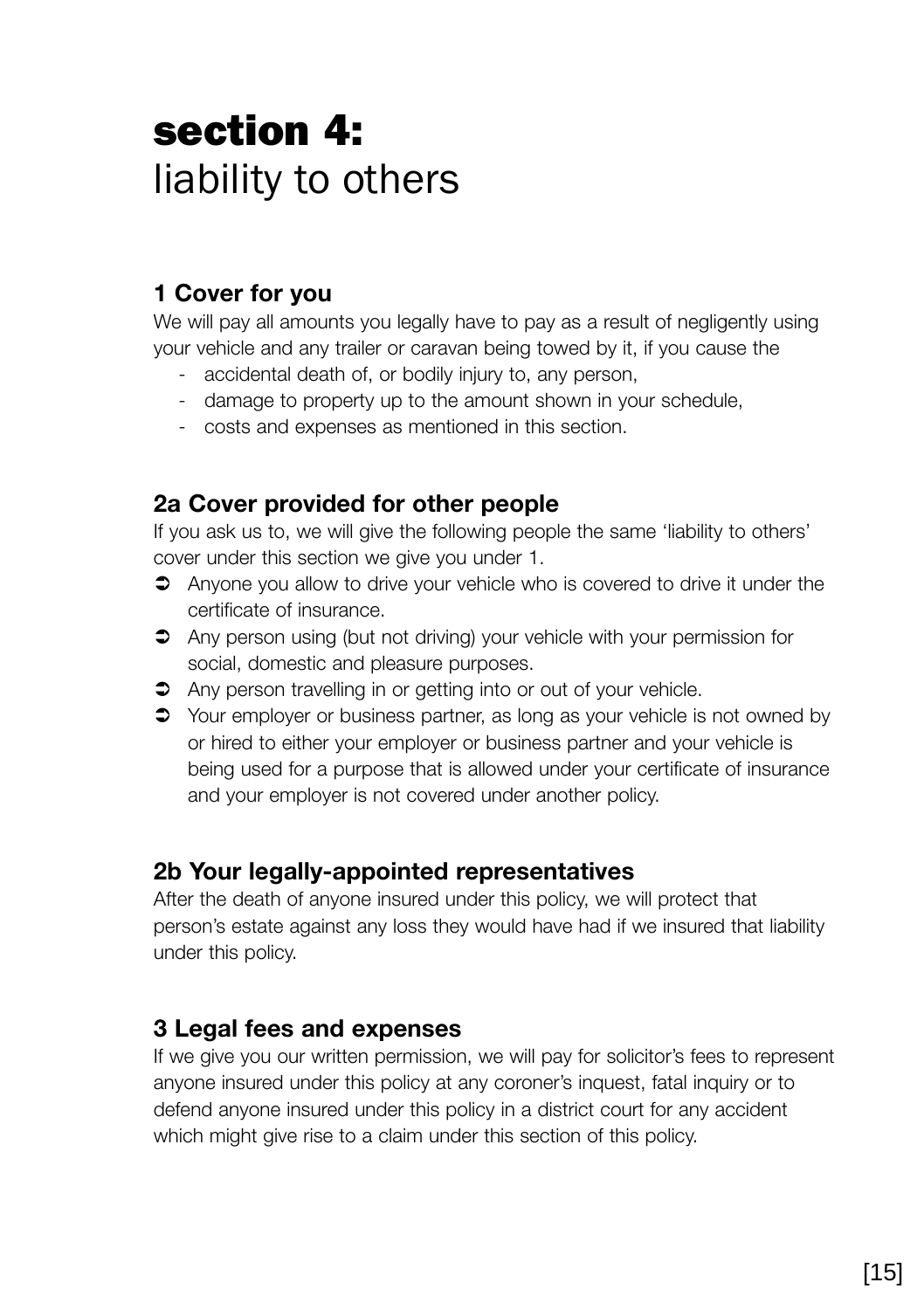# section 4:
liability to others

## 1 Cover for you

We will pay all amounts you legally have to pay as a result of negligently using your vehicle and any trailer or caravan being towed by it, if you cause the

- accidental death of, or bodily injury to, any person,
- damage to property up to the amount shown in your schedule,
- costs and expenses as mentioned in this section.

## 2a Cover provided for other people

If you ask us to, we will give the following people the same 'liability to others' cover under this section we give you under 1.

- Anyone you allow to drive your vehicle who is covered to drive it under the certificate of insurance.
- Any person using (but not driving) your vehicle with your permission for social, domestic and pleasure purposes.
- Any person travelling in or getting into or out of your vehicle.
- Your employer or business partner, as long as your vehicle is not owned by or hired to either your employer or business partner and your vehicle is being used for a purpose that is allowed under your certificate of insurance and your employer is not covered under another policy.

## 2b Your legally-appointed representatives

After the death of anyone insured under this policy, we will protect that person's estate against any loss they would have had if we insured that liability under this policy.

## 3 Legal fees and expenses

If we give you our written permission, we will pay for solicitor's fees to represent anyone insured under this policy at any coroner's inquest, fatal inquiry or to defend anyone insured under this policy in a district court for any accident which might give rise to a claim under this section of this policy.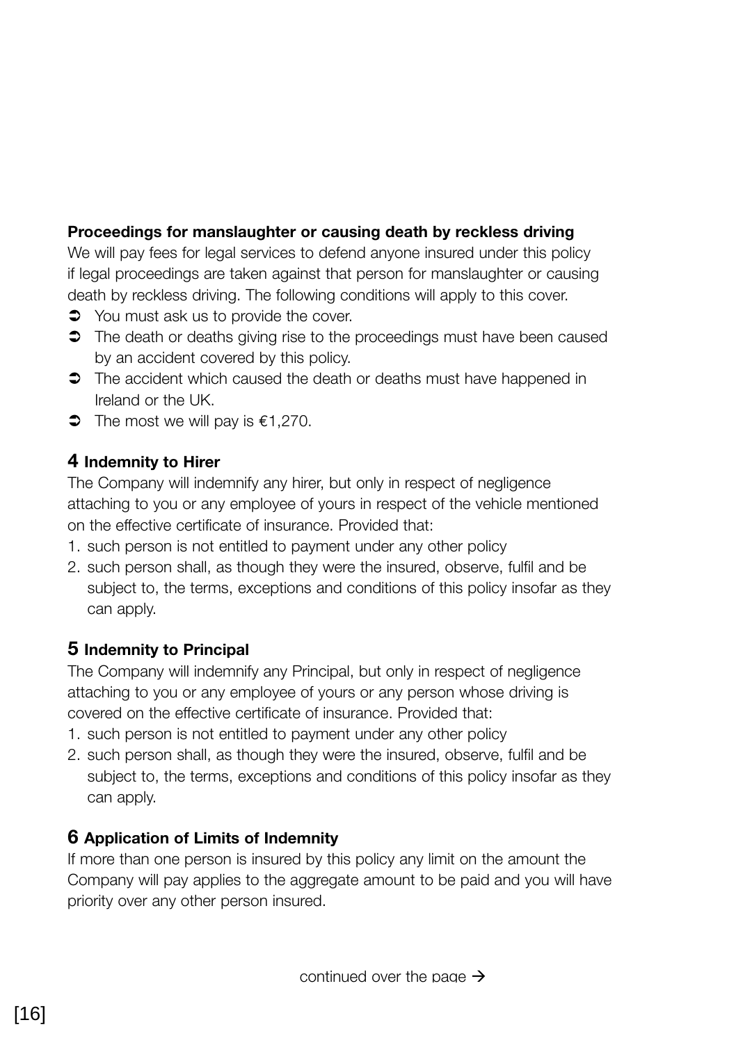**Proceedings for manslaughter or causing death by reckless driving**

We will pay fees for legal services to defend anyone insured under this policy if legal proceedings are taken against that person for manslaughter or causing death by reckless driving. The following conditions will apply to this cover.

- You must ask us to provide the cover.
- The death or deaths giving rise to the proceedings must have been caused by an accident covered by this policy.
- The accident which caused the death or deaths must have happened in Ireland or the UK.
- The most we will pay is €1,270.

## 4 Indemnity to Hirer

The Company will indemnify any hirer, but only in respect of negligence attaching to you or any employee of yours in respect of the vehicle mentioned on the effective certificate of insurance. Provided that:

1. such person is not entitled to payment under any other policy
2. such person shall, as though they were the insured, observe, fulfil and be subject to, the terms, exceptions and conditions of this policy insofar as they can apply.

## 5 Indemnity to Principal

The Company will indemnify any Principal, but only in respect of negligence attaching to you or any employee of yours or any person whose driving is covered on the effective certificate of insurance. Provided that:

1. such person is not entitled to payment under any other policy
2. such person shall, as though they were the insured, observe, fulfil and be subject to, the terms, exceptions and conditions of this policy insofar as they can apply.

## 6 Application of Limits of Indemnity

If more than one person is insured by this policy any limit on the amount the Company will pay applies to the aggregate amount to be paid and you will have priority over any other person insured.

continued over the page →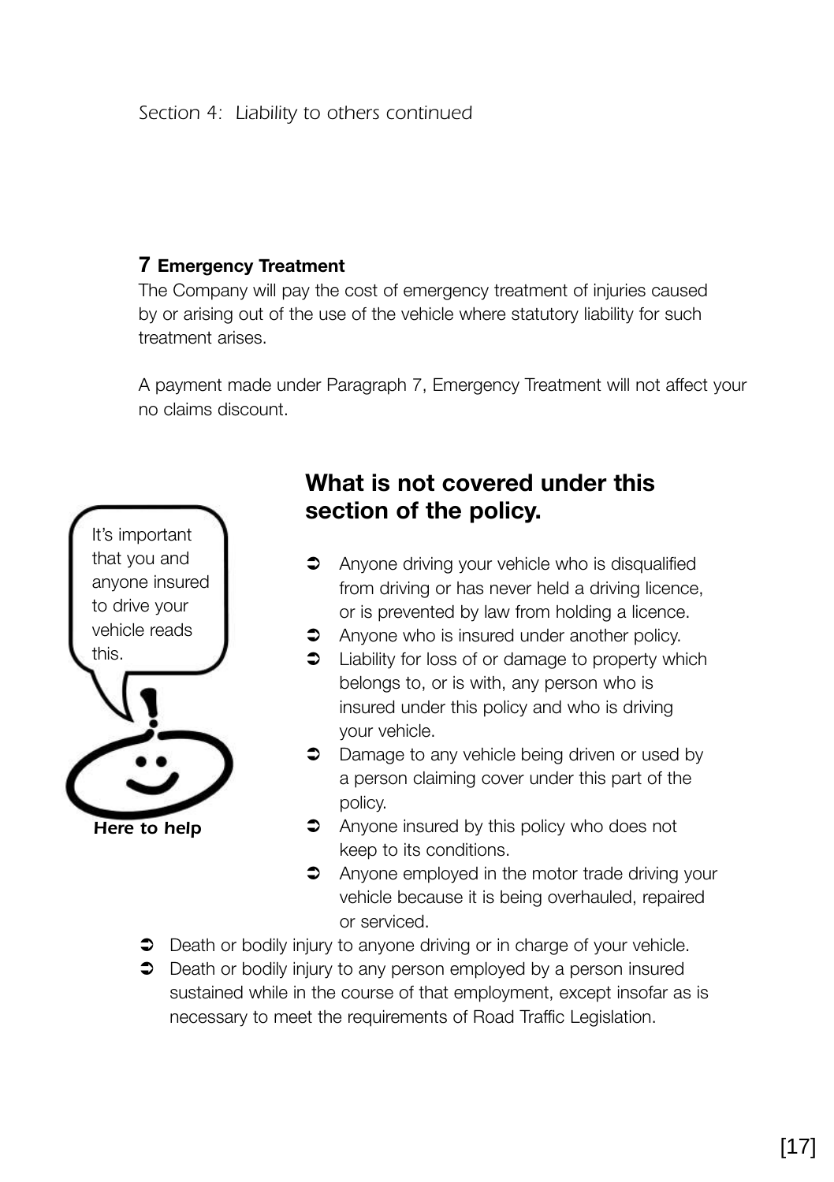## 7 Emergency Treatment

The Company will pay the cost of emergency treatment of injuries caused by or arising out of the use of the vehicle where statutory liability for such treatment arises.

A payment made under Paragraph 7, Emergency Treatment will not affect your no claims discount.

It's important that you and anyone insured to drive your vehicle reads this.

*Here to help*

## What is not covered under this section of the policy.

- Anyone driving your vehicle who is disqualified from driving or has never held a driving licence, or is prevented by law from holding a licence.
- Anyone who is insured under another policy.
- Liability for loss of or damage to property which belongs to, or is with, any person who is insured under this policy and who is driving your vehicle.
- Damage to any vehicle being driven or used by a person claiming cover under this part of the policy.
- Anyone insured by this policy who does not keep to its conditions.
- Anyone employed in the motor trade driving your vehicle because it is being overhauled, repaired or serviced.
- Death or bodily injury to anyone driving or in charge of your vehicle.
- Death or bodily injury to any person employed by a person insured sustained while in the course of that employment, except insofar as is necessary to meet the requirements of Road Traffic Legislation.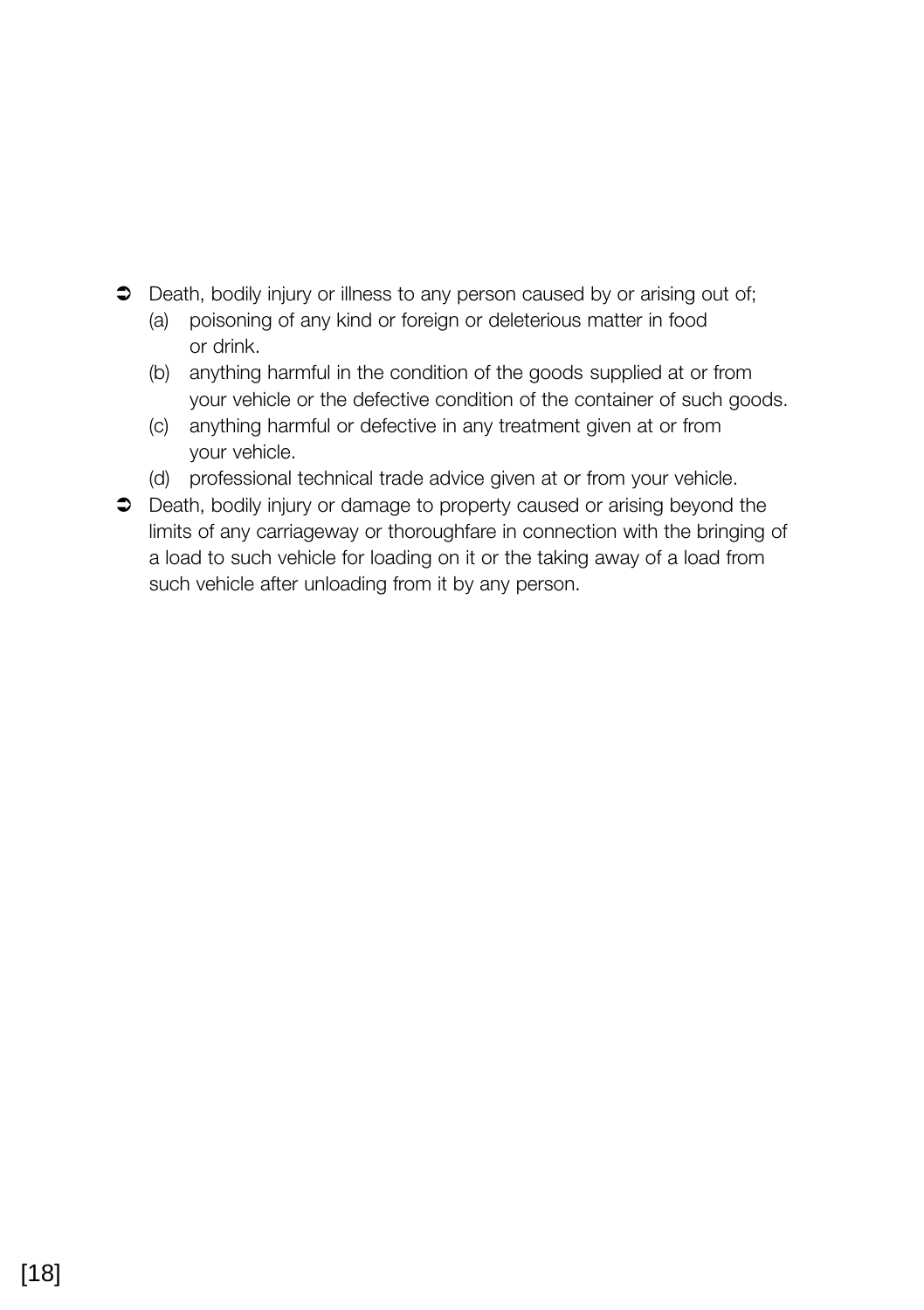- Death, bodily injury or illness to any person caused by or arising out of;
  - (a) poisoning of any kind or foreign or deleterious matter in food or drink.
  - (b) anything harmful in the condition of the goods supplied at or from your vehicle or the defective condition of the container of such goods.
  - (c) anything harmful or defective in any treatment given at or from your vehicle.
  - (d) professional technical trade advice given at or from your vehicle.
- Death, bodily injury or damage to property caused or arising beyond the limits of any carriageway or thoroughfare in connection with the bringing of a load to such vehicle for loading on it or the taking away of a load from such vehicle after unloading from it by any person.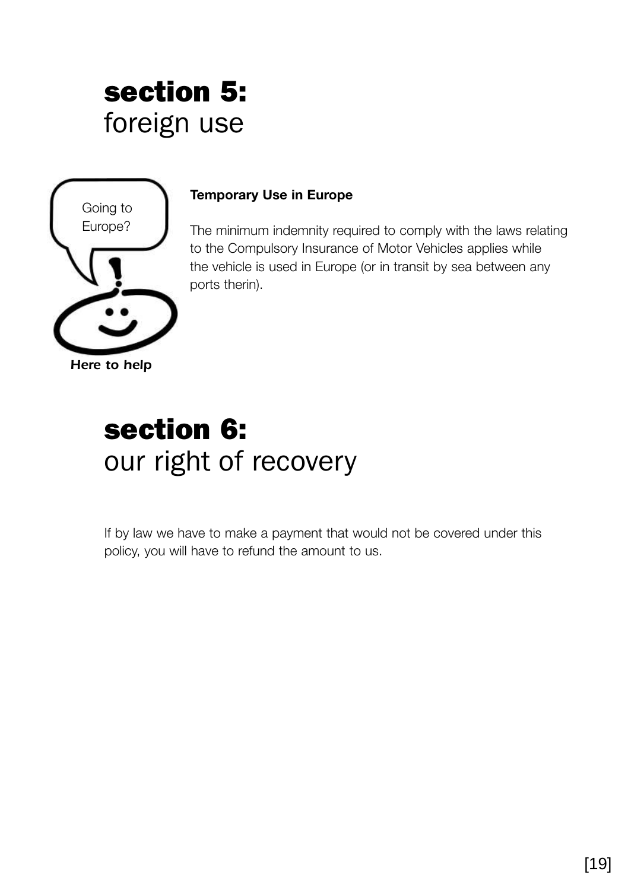# section 5:
# foreign use

Going to Europe?

*Here to help*

**Temporary Use in Europe**

The minimum indemnity required to comply with the laws relating to the Compulsory Insurance of Motor Vehicles applies while the vehicle is used in Europe (or in transit by sea between any ports therin).

# section 6:
# our right of recovery

If by law we have to make a payment that would not be covered under this policy, you will have to refund the amount to us.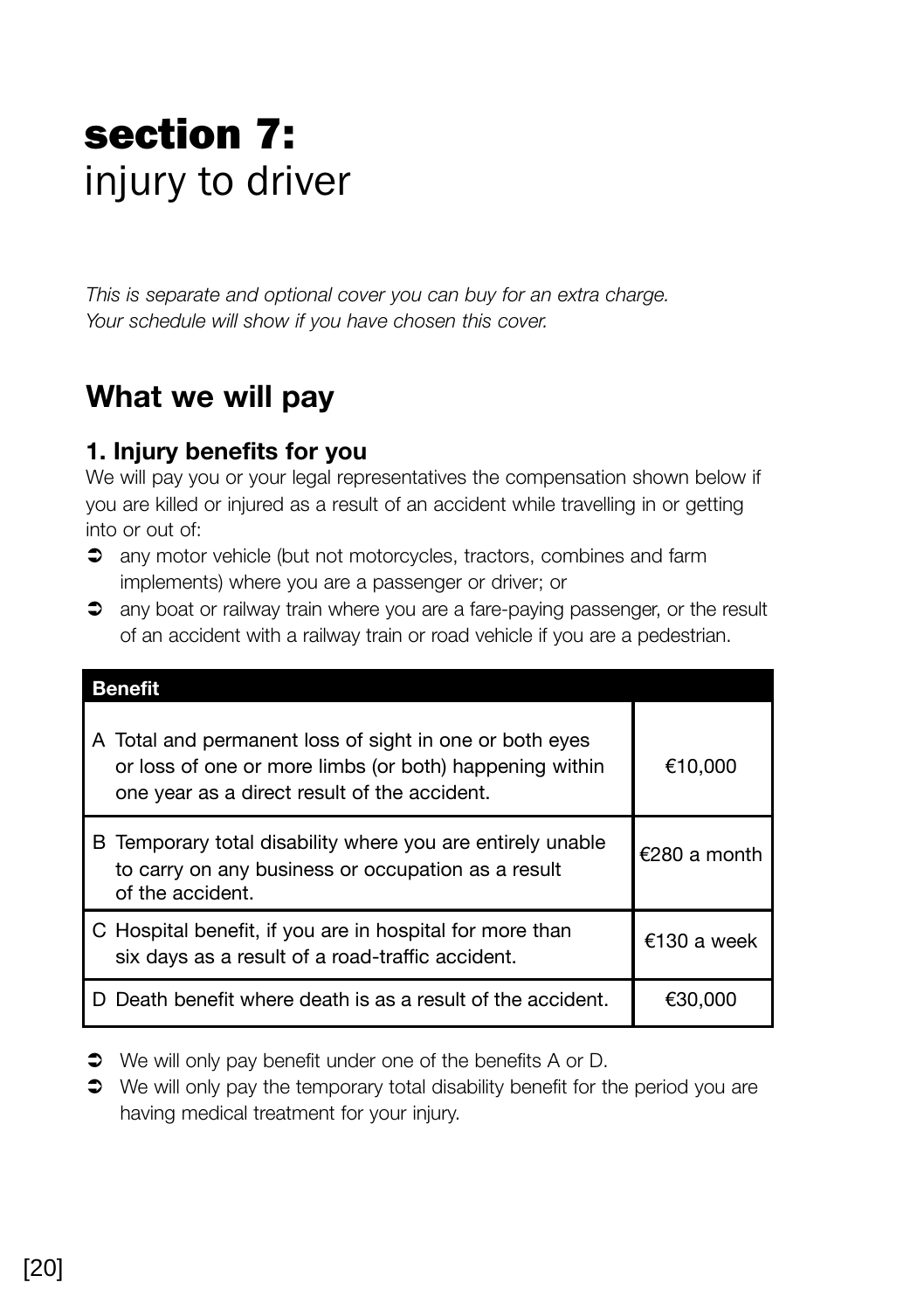# section 7:
injury to driver

*This is separate and optional cover you can buy for an extra charge.*
*Your schedule will show if you have chosen this cover.*

## What we will pay

### 1. Injury benefits for you

We will pay you or your legal representatives the compensation shown below if you are killed or injured as a result of an accident while travelling in or getting into or out of:

- any motor vehicle (but not motorcycles, tractors, combines and farm implements) where you are a passenger or driver; or
- any boat or railway train where you are a fare-paying passenger, or the result of an accident with a railway train or road vehicle if you are a pedestrian.

| Benefit | |
|---|---|
| A Total and permanent loss of sight in one or both eyes or loss of one or more limbs (or both) happening within one year as a direct result of the accident. | €10,000 |
| B Temporary total disability where you are entirely unable to carry on any business or occupation as a result of the accident. | €280 a month |
| C Hospital benefit, if you are in hospital for more than six days as a result of a road-traffic accident. | €130 a week |
| D Death benefit where death is as a result of the accident. | €30,000 |

- We will only pay benefit under one of the benefits A or D.
- We will only pay the temporary total disability benefit for the period you are having medical treatment for your injury.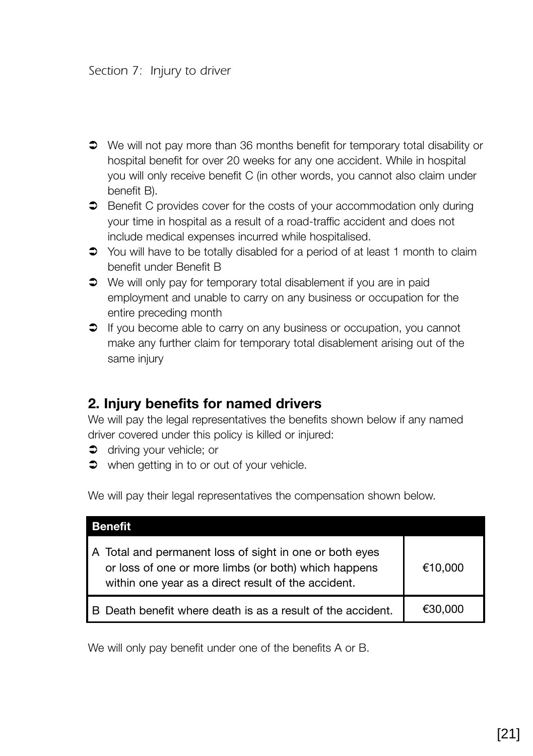- We will not pay more than 36 months benefit for temporary total disability or hospital benefit for over 20 weeks for any one accident. While in hospital you will only receive benefit C (in other words, you cannot also claim under benefit B).
- Benefit C provides cover for the costs of your accommodation only during your time in hospital as a result of a road-traffic accident and does not include medical expenses incurred while hospitalised.
- You will have to be totally disabled for a period of at least 1 month to claim benefit under Benefit B
- We will only pay for temporary total disablement if you are in paid employment and unable to carry on any business or occupation for the entire preceding month
- If you become able to carry on any business or occupation, you cannot make any further claim for temporary total disablement arising out of the same injury

## 2. Injury benefits for named drivers

We will pay the legal representatives the benefits shown below if any named driver covered under this policy is killed or injured:

- driving your vehicle; or
- when getting in to or out of your vehicle.

We will pay their legal representatives the compensation shown below.

| Benefit | |
|---|---|
| A Total and permanent loss of sight in one or both eyes or loss of one or more limbs (or both) which happens within one year as a direct result of the accident. | €10,000 |
| B Death benefit where death is as a result of the accident. | €30,000 |

We will only pay benefit under one of the benefits A or B.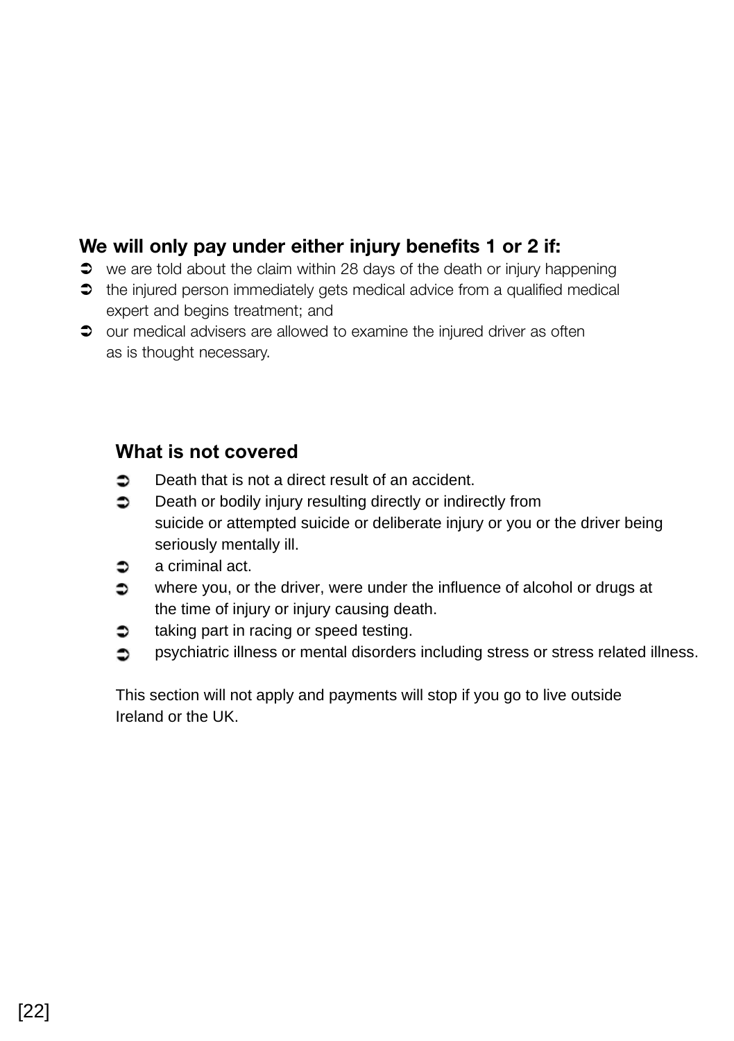**We will only pay under either injury benefits 1 or 2 if:**

- we are told about the claim within 28 days of the death or injury happening
- the injured person immediately gets medical advice from a qualified medical expert and begins treatment; and
- our medical advisers are allowed to examine the injured driver as often as is thought necessary.

### What is not covered

- Death that is not a direct result of an accident.
- Death or bodily injury resulting directly or indirectly from suicide or attempted suicide or deliberate injury or you or the driver being seriously mentally ill.
- a criminal act.
- where you, or the driver, were under the influence of alcohol or drugs at the time of injury or injury causing death.
- taking part in racing or speed testing.
- psychiatric illness or mental disorders including stress or stress related illness.

This section will not apply and payments will stop if you go to live outside Ireland or the UK.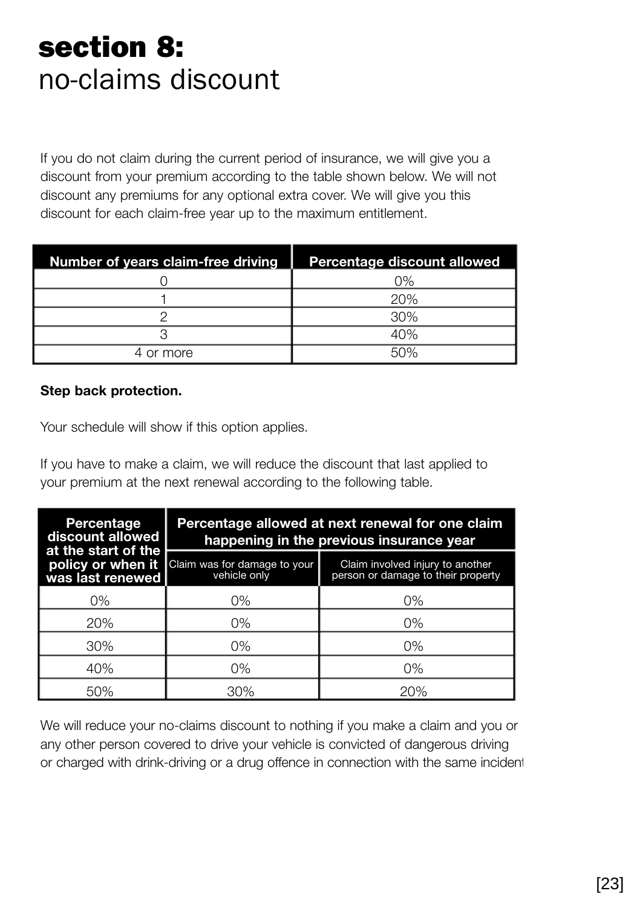# section 8:
## no-claims discount

If you do not claim during the current period of insurance, we will give you a discount from your premium according to the table shown below. We will not discount any premiums for any optional extra cover. We will give you this discount for each claim-free year up to the maximum entitlement.

| Number of years claim-free driving | Percentage discount allowed |
|---|---|
| 0 | 0% |
| 1 | 20% |
| 2 | 30% |
| 3 | 40% |
| 4 or more | 50% |

**Step back protection.**

Your schedule will show if this option applies.

If you have to make a claim, we will reduce the discount that last applied to your premium at the next renewal according to the following table.

| Percentage discount allowed at the start of the policy or when it was last renewed | Percentage allowed at next renewal for one claim happening in the previous insurance year | |
|---|---|---|
| | Claim was for damage to your vehicle only | Claim involved injury to another person or damage to their property |
| 0% | 0% | 0% |
| 20% | 0% | 0% |
| 30% | 0% | 0% |
| 40% | 0% | 0% |
| 50% | 30% | 20% |

We will reduce your no-claims discount to nothing if you make a claim and you or any other person covered to drive your vehicle is convicted of dangerous driving or charged with drink-driving or a drug offence in connection with the same incident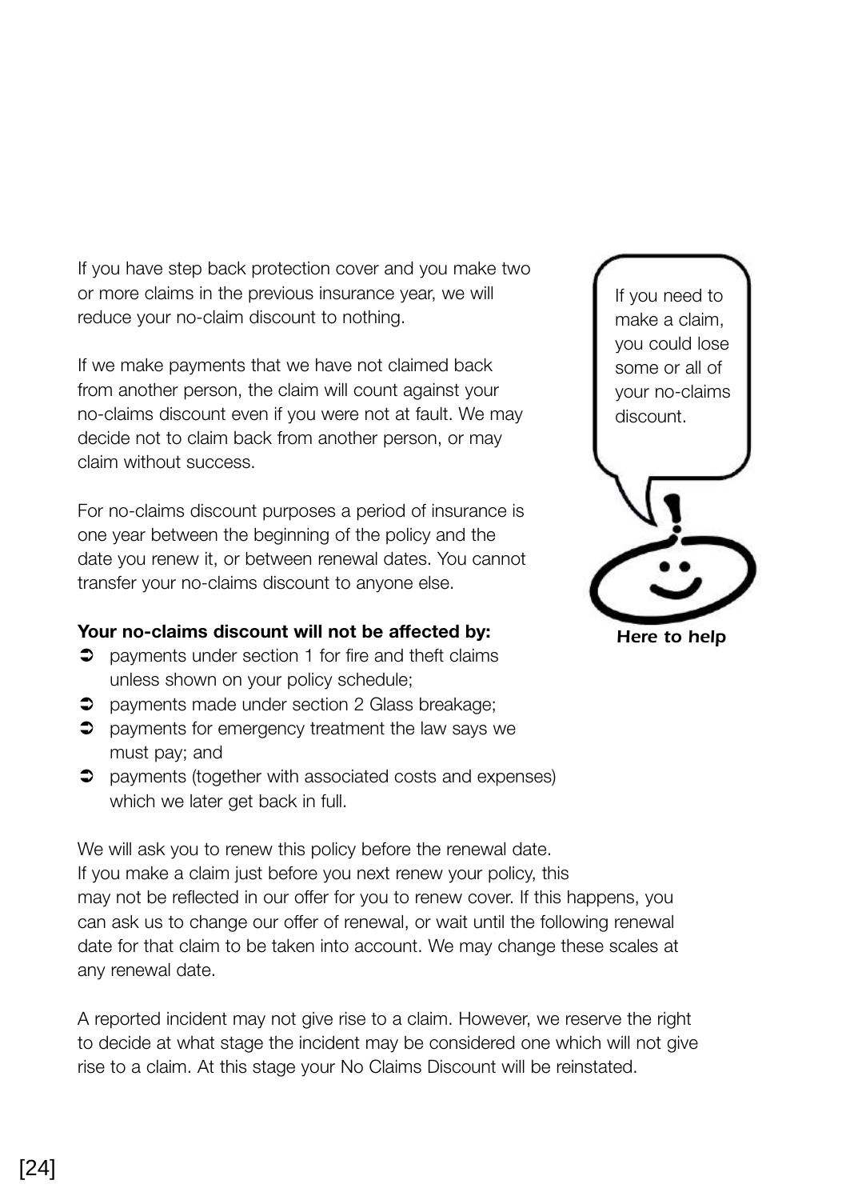If you have step back protection cover and you make two or more claims in the previous insurance year, we will reduce your no-claim discount to nothing.

If we make payments that we have not claimed back from another person, the claim will count against your no-claims discount even if you were not at fault. We may decide not to claim back from another person, or may claim without success.

For no-claims discount purposes a period of insurance is one year between the beginning of the policy and the date you renew it, or between renewal dates. You cannot transfer your no-claims discount to anyone else.

If you need to make a claim, you could lose some or all of your no-claims discount.

***Here to help***

**Your no-claims discount will not be affected by:**

- payments under section 1 for fire and theft claims unless shown on your policy schedule;
- payments made under section 2 Glass breakage;
- payments for emergency treatment the law says we must pay; and
- payments (together with associated costs and expenses) which we later get back in full.

We will ask you to renew this policy before the renewal date. If you make a claim just before you next renew your policy, this may not be reflected in our offer for you to renew cover. If this happens, you can ask us to change our offer of renewal, or wait until the following renewal date for that claim to be taken into account. We may change these scales at any renewal date.

A reported incident may not give rise to a claim. However, we reserve the right to decide at what stage the incident may be considered one which will not give rise to a claim. At this stage your No Claims Discount will be reinstated.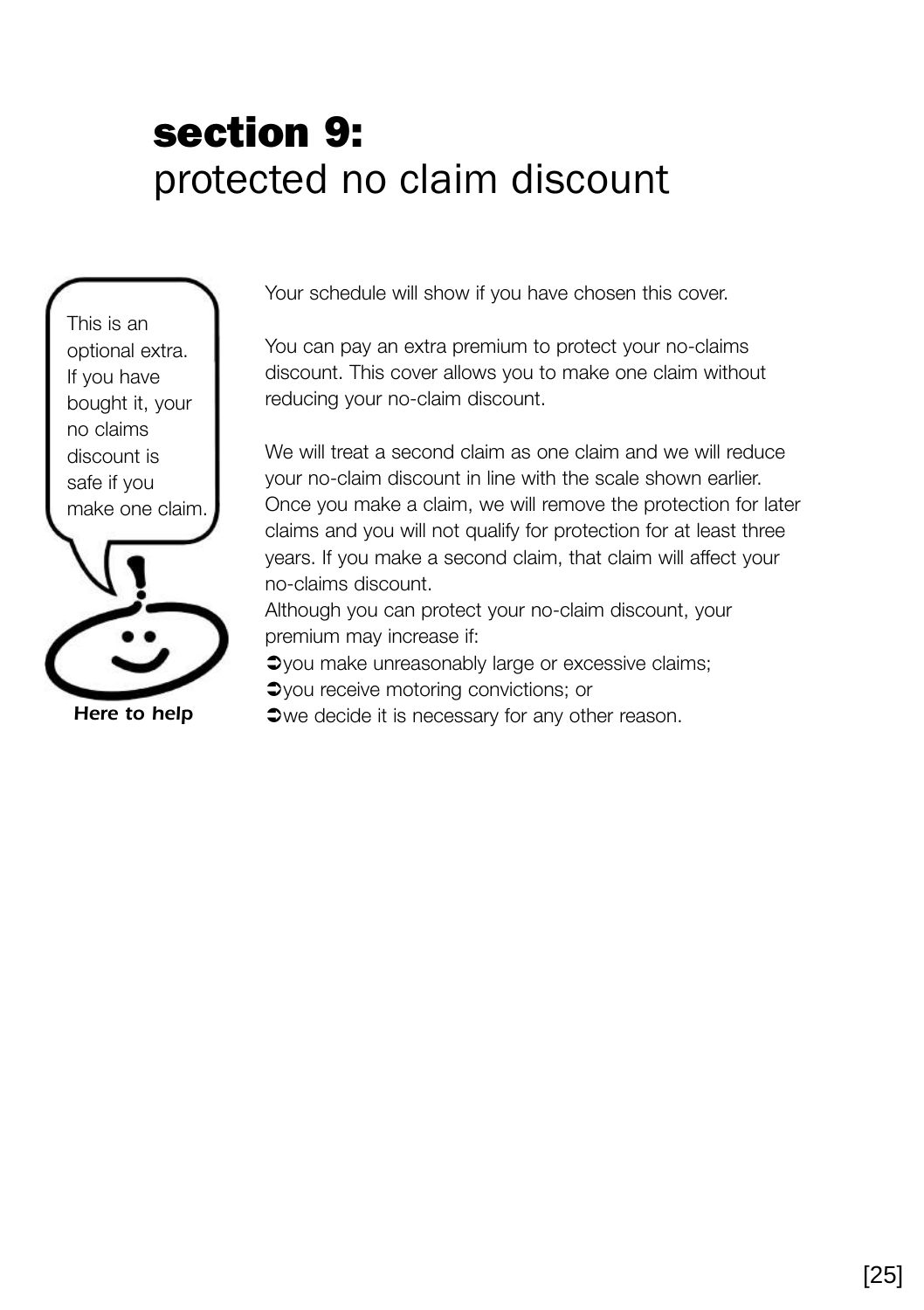# section 9:
## protected no claim discount

This is an optional extra. If you have bought it, your no claims discount is safe if you make one claim.

*Here to help*

Your schedule will show if you have chosen this cover.

You can pay an extra premium to protect your no-claims discount. This cover allows you to make one claim without reducing your no-claim discount.

We will treat a second claim as one claim and we will reduce your no-claim discount in line with the scale shown earlier. Once you make a claim, we will remove the protection for later claims and you will not qualify for protection for at least three years. If you make a second claim, that claim will affect your no-claims discount.

Although you can protect your no-claim discount, your premium may increase if:

- you make unreasonably large or excessive claims;
- you receive motoring convictions; or
- we decide it is necessary for any other reason.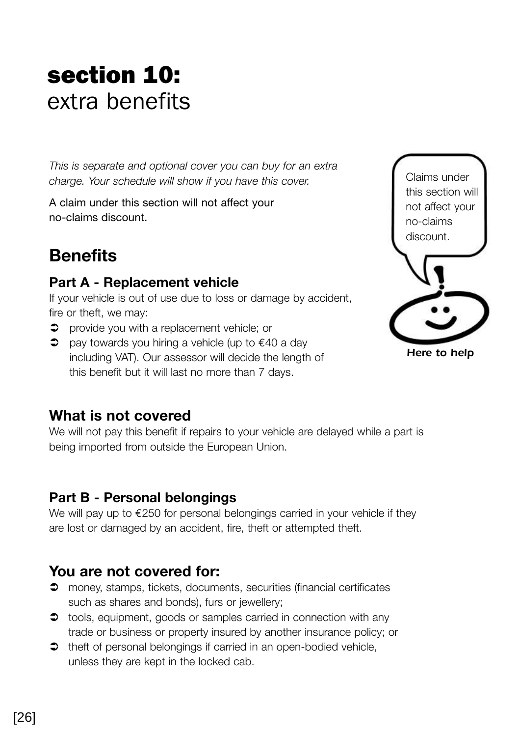# **section 10:** extra benefits

*This is separate and optional cover you can buy for an extra charge. Your schedule will show if you have this cover.*

A claim under this section will not affect your no-claims discount.

Claims under this section will not affect your no-claims discount.

***Here to help***

## Benefits

### Part A - Replacement vehicle

If your vehicle is out of use due to loss or damage by accident, fire or theft, we may:

- provide you with a replacement vehicle; or
- pay towards you hiring a vehicle (up to €40 a day including VAT). Our assessor will decide the length of this benefit but it will last no more than 7 days.

### What is not covered

We will not pay this benefit if repairs to your vehicle are delayed while a part is being imported from outside the European Union.

### Part B - Personal belongings

We will pay up to €250 for personal belongings carried in your vehicle if they are lost or damaged by an accident, fire, theft or attempted theft.

### You are not covered for:

- money, stamps, tickets, documents, securities (financial certificates such as shares and bonds), furs or jewellery;
- tools, equipment, goods or samples carried in connection with any trade or business or property insured by another insurance policy; or
- theft of personal belongings if carried in an open-bodied vehicle, unless they are kept in the locked cab.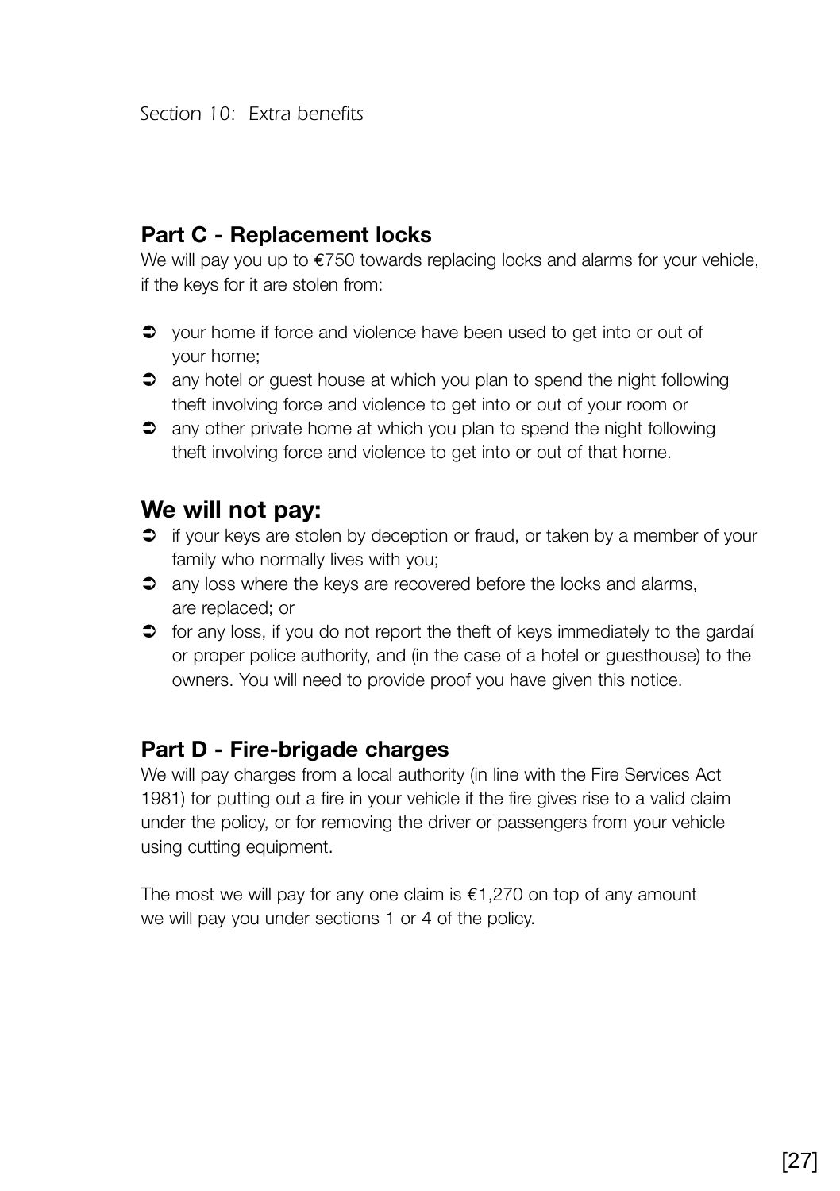## Part C - Replacement locks

We will pay you up to €750 towards replacing locks and alarms for your vehicle, if the keys for it are stolen from:

- your home if force and violence have been used to get into or out of your home;
- any hotel or guest house at which you plan to spend the night following theft involving force and violence to get into or out of your room or
- any other private home at which you plan to spend the night following theft involving force and violence to get into or out of that home.

## We will not pay:

- if your keys are stolen by deception or fraud, or taken by a member of your family who normally lives with you;
- any loss where the keys are recovered before the locks and alarms, are replaced; or
- for any loss, if you do not report the theft of keys immediately to the gardaí or proper police authority, and (in the case of a hotel or guesthouse) to the owners. You will need to provide proof you have given this notice.

## Part D - Fire-brigade charges

We will pay charges from a local authority (in line with the Fire Services Act 1981) for putting out a fire in your vehicle if the fire gives rise to a valid claim under the policy, or for removing the driver or passengers from your vehicle using cutting equipment.

The most we will pay for any one claim is €1,270 on top of any amount we will pay you under sections 1 or 4 of the policy.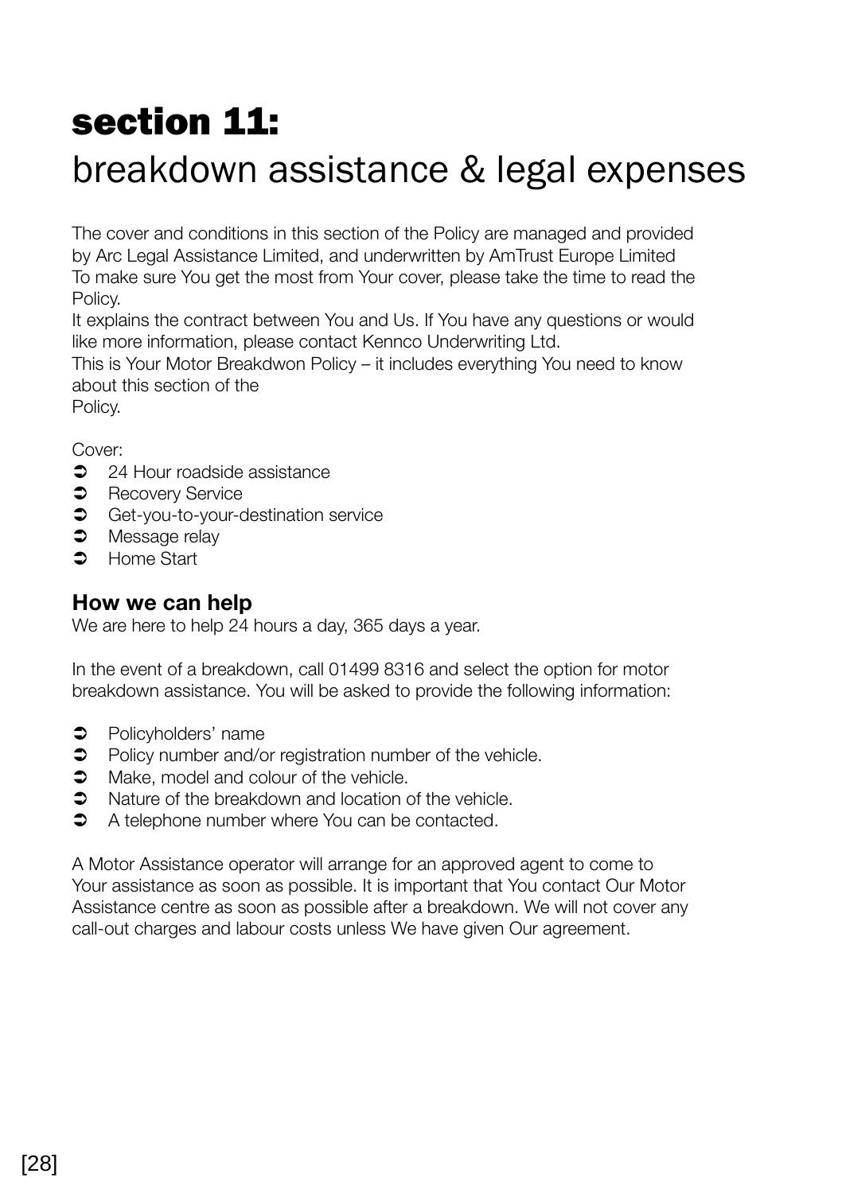# section 11:
# breakdown assistance & legal expenses

The cover and conditions in this section of the Policy are managed and provided by Arc Legal Assistance Limited, and underwritten by AmTrust Europe Limited
To make sure You get the most from Your cover, please take the time to read the Policy.
It explains the contract between You and Us. If You have any questions or would like more information, please contact Kennco Underwriting Ltd.
This is Your Motor Breakdwon Policy – it includes everything You need to know about this section of the
Policy.

Cover:

- 24 Hour roadside assistance
- Recovery Service
- Get-you-to-your-destination service
- Message relay
- Home Start

### How we can help

We are here to help 24 hours a day, 365 days a year.

In the event of a breakdown, call 01499 8316 and select the option for motor breakdown assistance. You will be asked to provide the following information:

- Policyholders' name
- Policy number and/or registration number of the vehicle.
- Make, model and colour of the vehicle.
- Nature of the breakdown and location of the vehicle.
- A telephone number where You can be contacted.

A Motor Assistance operator will arrange for an approved agent to come to Your assistance as soon as possible. It is important that You contact Our Motor Assistance centre as soon as possible after a breakdown. We will not cover any call-out charges and labour costs unless We have given Our agreement.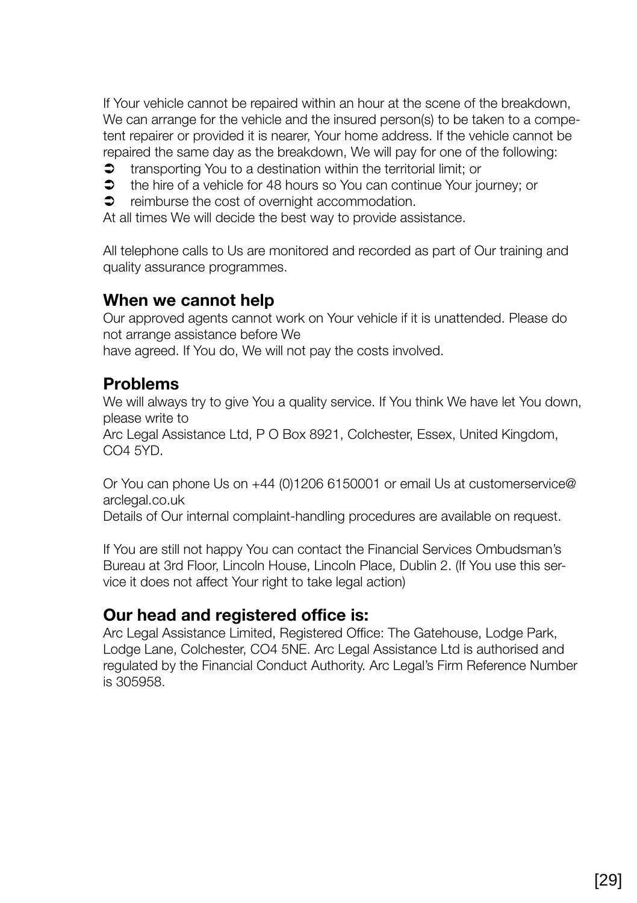If Your vehicle cannot be repaired within an hour at the scene of the breakdown, We can arrange for the vehicle and the insured person(s) to be taken to a competent repairer or provided it is nearer, Your home address. If the vehicle cannot be repaired the same day as the breakdown, We will pay for one of the following:

- transporting You to a destination within the territorial limit; or
- the hire of a vehicle for 48 hours so You can continue Your journey; or
- reimburse the cost of overnight accommodation.

At all times We will decide the best way to provide assistance.

All telephone calls to Us are monitored and recorded as part of Our training and quality assurance programmes.

## When we cannot help

Our approved agents cannot work on Your vehicle if it is unattended. Please do not arrange assistance before We have agreed. If You do, We will not pay the costs involved.

## Problems

We will always try to give You a quality service. If You think We have let You down, please write to
Arc Legal Assistance Ltd, P O Box 8921, Colchester, Essex, United Kingdom, CO4 5YD.

Or You can phone Us on +44 (0)1206 6150001 or email Us at customerservice@arclegal.co.uk
Details of Our internal complaint-handling procedures are available on request.

If You are still not happy You can contact the Financial Services Ombudsman's Bureau at 3rd Floor, Lincoln House, Lincoln Place, Dublin 2. (If You use this service it does not affect Your right to take legal action)

## Our head and registered office is:

Arc Legal Assistance Limited, Registered Office: The Gatehouse, Lodge Park, Lodge Lane, Colchester, CO4 5NE. Arc Legal Assistance Ltd is authorised and regulated by the Financial Conduct Authority. Arc Legal's Firm Reference Number is 305958.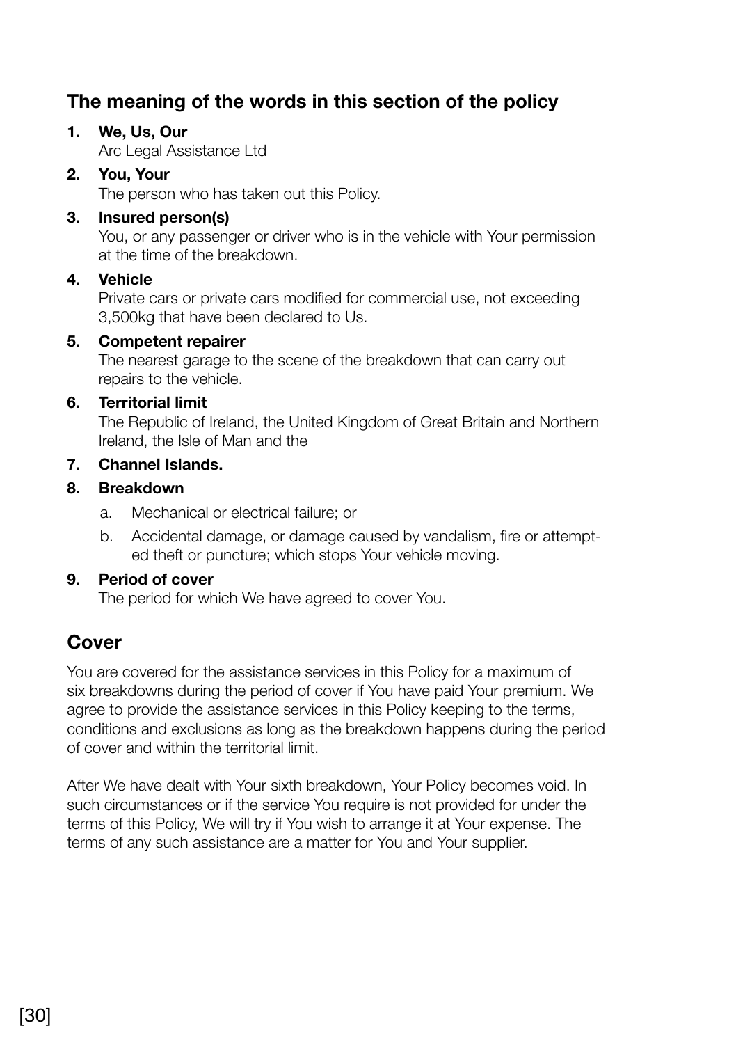## The meaning of the words in this section of the policy

1. **We, Us, Our**
   Arc Legal Assistance Ltd
2. **You, Your**
   The person who has taken out this Policy.
3. **Insured person(s)**
   You, or any passenger or driver who is in the vehicle with Your permission at the time of the breakdown.
4. **Vehicle**
   Private cars or private cars modified for commercial use, not exceeding 3,500kg that have been declared to Us.
5. **Competent repairer**
   The nearest garage to the scene of the breakdown that can carry out repairs to the vehicle.
6. **Territorial limit**
   The Republic of Ireland, the United Kingdom of Great Britain and Northern Ireland, the Isle of Man and the
7. **Channel Islands.**
8. **Breakdown**
   a. Mechanical or electrical failure; or
   b. Accidental damage, or damage caused by vandalism, fire or attempted theft or puncture; which stops Your vehicle moving.
9. **Period of cover**
   The period for which We have agreed to cover You.

## Cover

You are covered for the assistance services in this Policy for a maximum of six breakdowns during the period of cover if You have paid Your premium. We agree to provide the assistance services in this Policy keeping to the terms, conditions and exclusions as long as the breakdown happens during the period of cover and within the territorial limit.

After We have dealt with Your sixth breakdown, Your Policy becomes void. In such circumstances or if the service You require is not provided for under the terms of this Policy, We will try if You wish to arrange it at Your expense. The terms of any such assistance are a matter for You and Your supplier.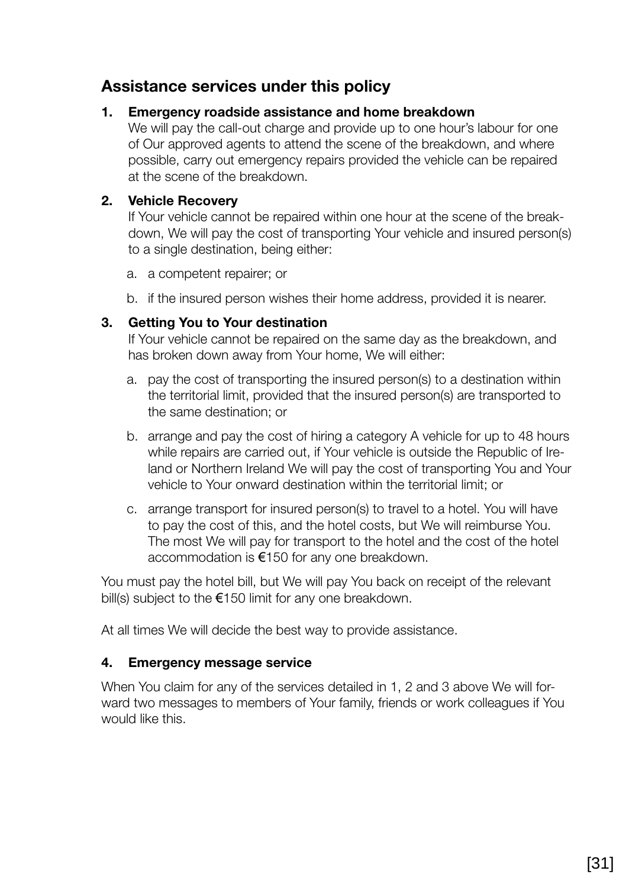## Assistance services under this policy

1. **Emergency roadside assistance and home breakdown**
   We will pay the call-out charge and provide up to one hour's labour for one of Our approved agents to attend the scene of the breakdown, and where possible, carry out emergency repairs provided the vehicle can be repaired at the scene of the breakdown.

2. **Vehicle Recovery**
   If Your vehicle cannot be repaired within one hour at the scene of the breakdown, We will pay the cost of transporting Your vehicle and insured person(s) to a single destination, being either:

   a. a competent repairer; or

   b. if the insured person wishes their home address, provided it is nearer.

3. **Getting You to Your destination**
   If Your vehicle cannot be repaired on the same day as the breakdown, and has broken down away from Your home, We will either:

   a. pay the cost of transporting the insured person(s) to a destination within the territorial limit, provided that the insured person(s) are transported to the same destination; or

   b. arrange and pay the cost of hiring a category A vehicle for up to 48 hours while repairs are carried out, if Your vehicle is outside the Republic of Ireland or Northern Ireland We will pay the cost of transporting You and Your vehicle to Your onward destination within the territorial limit; or

   c. arrange transport for insured person(s) to travel to a hotel. You will have to pay the cost of this, and the hotel costs, but We will reimburse You. The most We will pay for transport to the hotel and the cost of the hotel accommodation is €150 for any one breakdown.

You must pay the hotel bill, but We will pay You back on receipt of the relevant bill(s) subject to the €150 limit for any one breakdown.

At all times We will decide the best way to provide assistance.

4. **Emergency message service**

When You claim for any of the services detailed in 1, 2 and 3 above We will forward two messages to members of Your family, friends or work colleagues if You would like this.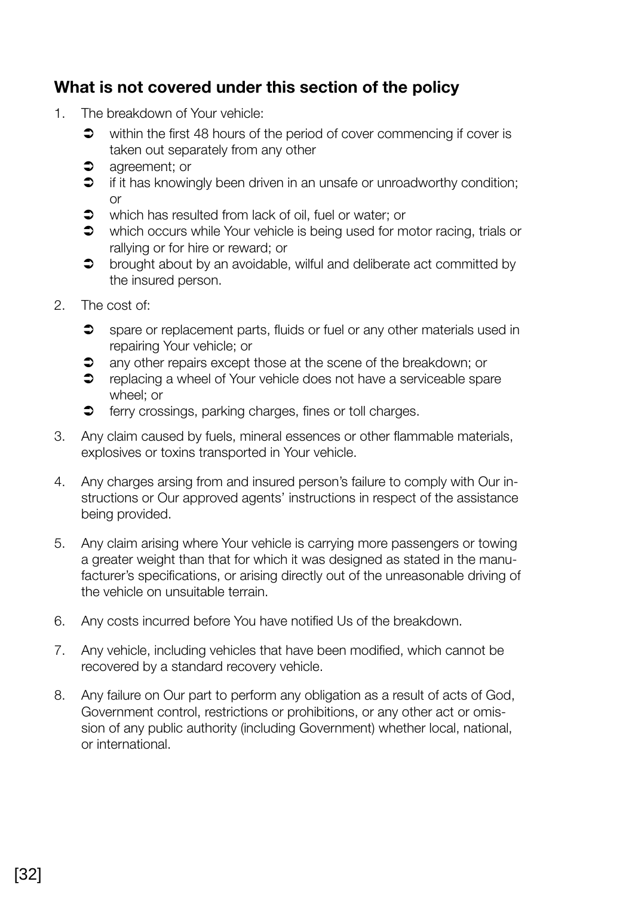## What is not covered under this section of the policy

1. The breakdown of Your vehicle:
   - within the first 48 hours of the period of cover commencing if cover is taken out separately from any other
   - agreement; or
   - if it has knowingly been driven in an unsafe or unroadworthy condition; or
   - which has resulted from lack of oil, fuel or water; or
   - which occurs while Your vehicle is being used for motor racing, trials or rallying or for hire or reward; or
   - brought about by an avoidable, wilful and deliberate act committed by the insured person.
2. The cost of:
   - spare or replacement parts, fluids or fuel or any other materials used in repairing Your vehicle; or
   - any other repairs except those at the scene of the breakdown; or
   - replacing a wheel of Your vehicle does not have a serviceable spare wheel; or
   - ferry crossings, parking charges, fines or toll charges.
3. Any claim caused by fuels, mineral essences or other flammable materials, explosives or toxins transported in Your vehicle.
4. Any charges arsing from and insured person's failure to comply with Our instructions or Our approved agents' instructions in respect of the assistance being provided.
5. Any claim arising where Your vehicle is carrying more passengers or towing a greater weight than that for which it was designed as stated in the manufacturer's specifications, or arising directly out of the unreasonable driving of the vehicle on unsuitable terrain.
6. Any costs incurred before You have notified Us of the breakdown.
7. Any vehicle, including vehicles that have been modified, which cannot be recovered by a standard recovery vehicle.
8. Any failure on Our part to perform any obligation as a result of acts of God, Government control, restrictions or prohibitions, or any other act or omission of any public authority (including Government) whether local, national, or international.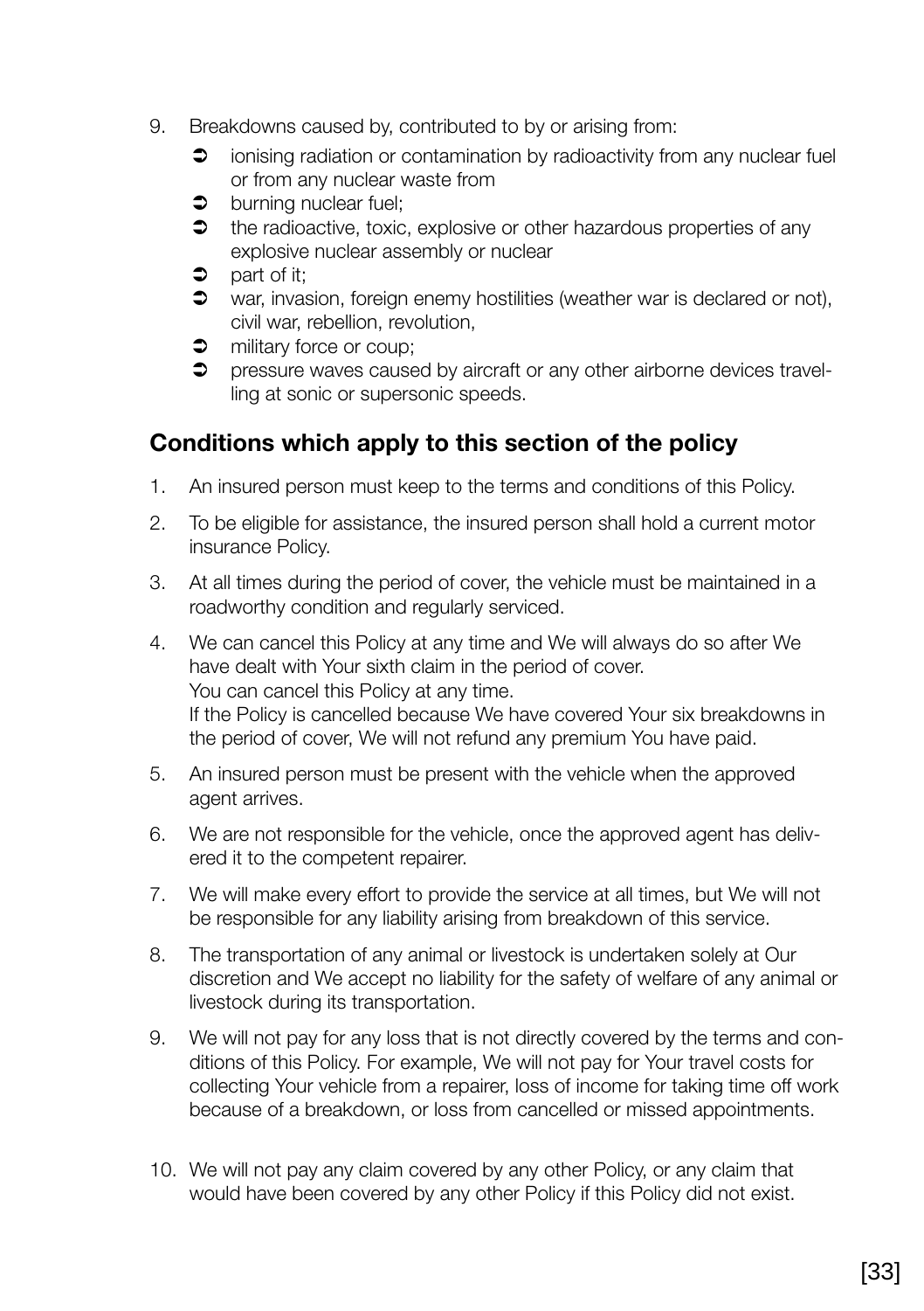9. Breakdowns caused by, contributed to by or arising from:
   - ionising radiation or contamination by radioactivity from any nuclear fuel or from any nuclear waste from
   - burning nuclear fuel;
   - the radioactive, toxic, explosive or other hazardous properties of any explosive nuclear assembly or nuclear
   - part of it;
   - war, invasion, foreign enemy hostilities (weather war is declared or not), civil war, rebellion, revolution,
   - military force or coup;
   - pressure waves caused by aircraft or any other airborne devices travelling at sonic or supersonic speeds.

## Conditions which apply to this section of the policy

1. An insured person must keep to the terms and conditions of this Policy.
2. To be eligible for assistance, the insured person shall hold a current motor insurance Policy.
3. At all times during the period of cover, the vehicle must be maintained in a roadworthy condition and regularly serviced.
4. We can cancel this Policy at any time and We will always do so after We have dealt with Your sixth claim in the period of cover.
   You can cancel this Policy at any time.
   If the Policy is cancelled because We have covered Your six breakdowns in the period of cover, We will not refund any premium You have paid.
5. An insured person must be present with the vehicle when the approved agent arrives.
6. We are not responsible for the vehicle, once the approved agent has delivered it to the competent repairer.
7. We will make every effort to provide the service at all times, but We will not be responsible for any liability arising from breakdown of this service.
8. The transportation of any animal or livestock is undertaken solely at Our discretion and We accept no liability for the safety of welfare of any animal or livestock during its transportation.
9. We will not pay for any loss that is not directly covered by the terms and conditions of this Policy. For example, We will not pay for Your travel costs for collecting Your vehicle from a repairer, loss of income for taking time off work because of a breakdown, or loss from cancelled or missed appointments.
10. We will not pay any claim covered by any other Policy, or any claim that would have been covered by any other Policy if this Policy did not exist.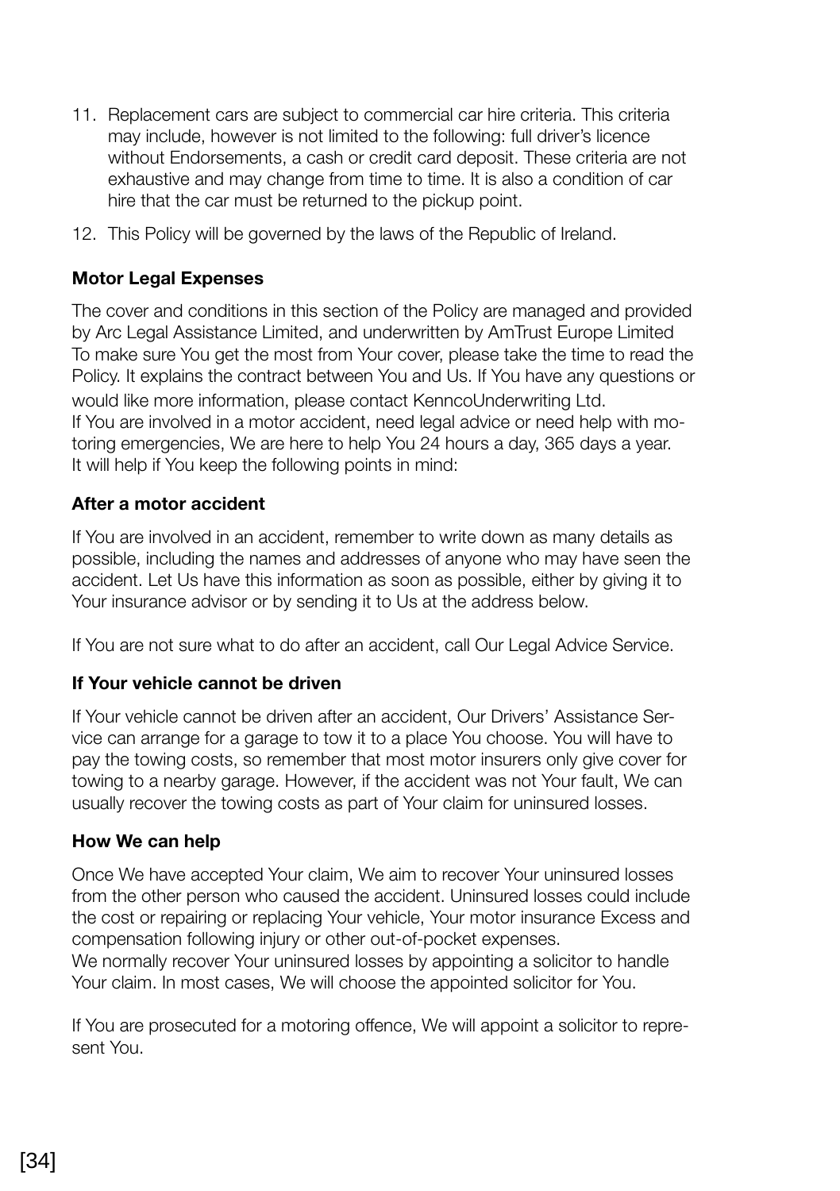11. Replacement cars are subject to commercial car hire criteria. This criteria may include, however is not limited to the following: full driver's licence without Endorsements, a cash or credit card deposit. These criteria are not exhaustive and may change from time to time. It is also a condition of car hire that the car must be returned to the pickup point.
12. This Policy will be governed by the laws of the Republic of Ireland.

**Motor Legal Expenses**

The cover and conditions in this section of the Policy are managed and provided by Arc Legal Assistance Limited, and underwritten by AmTrust Europe Limited To make sure You get the most from Your cover, please take the time to read the Policy. It explains the contract between You and Us. If You have any questions or would like more information, please contact KenncoUnderwriting Ltd.
If You are involved in a motor accident, need legal advice or need help with motoring emergencies, We are here to help You 24 hours a day, 365 days a year.
It will help if You keep the following points in mind:

**After a motor accident**

If You are involved in an accident, remember to write down as many details as possible, including the names and addresses of anyone who may have seen the accident. Let Us have this information as soon as possible, either by giving it to Your insurance advisor or by sending it to Us at the address below.

If You are not sure what to do after an accident, call Our Legal Advice Service.

**If Your vehicle cannot be driven**

If Your vehicle cannot be driven after an accident, Our Drivers' Assistance Service can arrange for a garage to tow it to a place You choose. You will have to pay the towing costs, so remember that most motor insurers only give cover for towing to a nearby garage. However, if the accident was not Your fault, We can usually recover the towing costs as part of Your claim for uninsured losses.

**How We can help**

Once We have accepted Your claim, We aim to recover Your uninsured losses from the other person who caused the accident. Uninsured losses could include the cost or repairing or replacing Your vehicle, Your motor insurance Excess and compensation following injury or other out-of-pocket expenses.
We normally recover Your uninsured losses by appointing a solicitor to handle Your claim. In most cases, We will choose the appointed solicitor for You.

If You are prosecuted for a motoring offence, We will appoint a solicitor to represent You.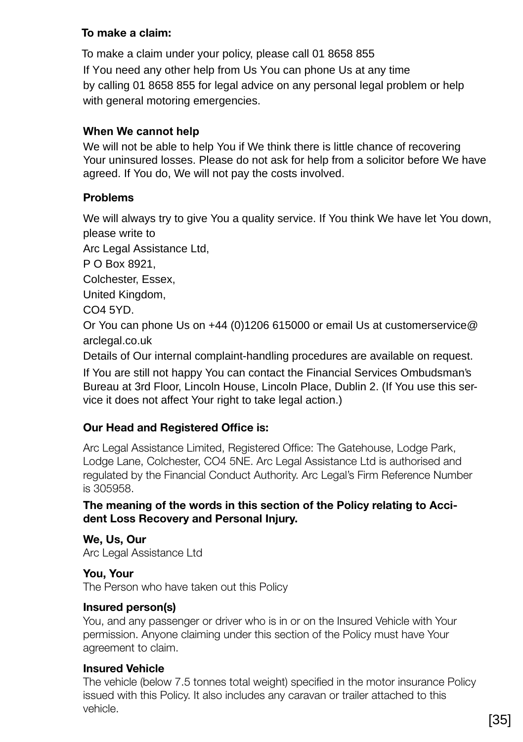**To make a claim:**

To make a claim under your policy, please call 01 8658 855
If You need any other help from Us You can phone Us at any time by calling 01 8658 855 for legal advice on any personal legal problem or help with general motoring emergencies.

**When We cannot help**

We will not be able to help You if We think there is little chance of recovering Your uninsured losses. Please do not ask for help from a solicitor before We have agreed. If You do, We will not pay the costs involved.

**Problems**

We will always try to give You a quality service. If You think We have let You down, please write to

Arc Legal Assistance Ltd,

P O Box 8921,

Colchester, Essex,

United Kingdom,

CO4 5YD.

Or You can phone Us on +44 (0)1206 615000 or email Us at customerservice@arclegal.co.uk

Details of Our internal complaint-handling procedures are available on request.

If You are still not happy You can contact the Financial Services Ombudsman's Bureau at 3rd Floor, Lincoln House, Lincoln Place, Dublin 2. (If You use this service it does not affect Your right to take legal action.)

**Our Head and Registered Office is:**

Arc Legal Assistance Limited, Registered Office: The Gatehouse, Lodge Park, Lodge Lane, Colchester, CO4 5NE. Arc Legal Assistance Ltd is authorised and regulated by the Financial Conduct Authority. Arc Legal's Firm Reference Number is 305958.

**The meaning of the words in this section of the Policy relating to Accident Loss Recovery and Personal Injury.**

**We, Us, Our**
Arc Legal Assistance Ltd

**You, Your**
The Person who have taken out this Policy

**Insured person(s)**
You, and any passenger or driver who is in or on the Insured Vehicle with Your permission. Anyone claiming under this section of the Policy must have Your agreement to claim.

**Insured Vehicle**
The vehicle (below 7.5 tonnes total weight) specified in the motor insurance Policy issued with this Policy. It also includes any caravan or trailer attached to this vehicle.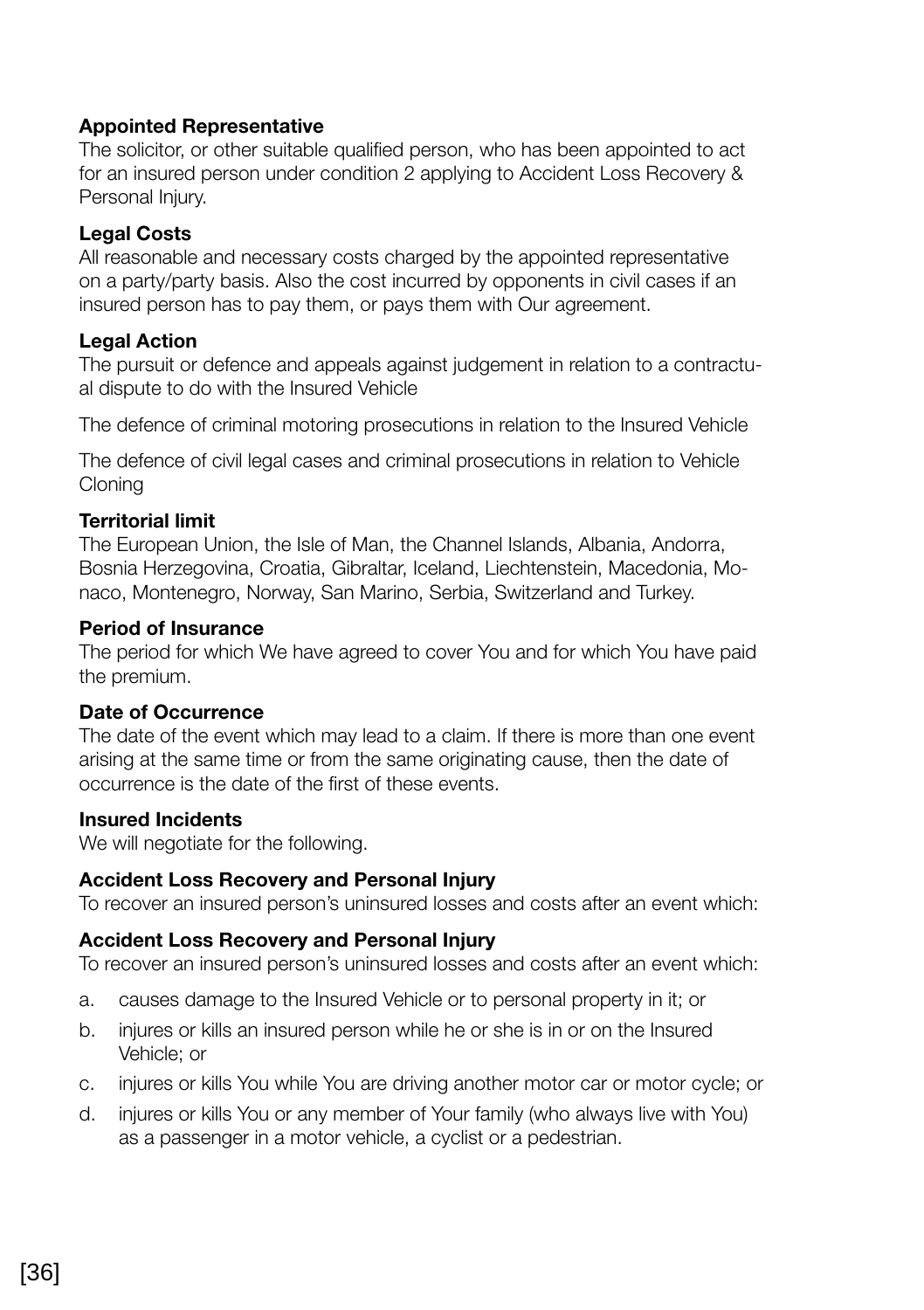**Appointed Representative**
The solicitor, or other suitable qualified person, who has been appointed to act for an insured person under condition 2 applying to Accident Loss Recovery & Personal Injury.

**Legal Costs**
All reasonable and necessary costs charged by the appointed representative on a party/party basis. Also the cost incurred by opponents in civil cases if an insured person has to pay them, or pays them with Our agreement.

**Legal Action**
The pursuit or defence and appeals against judgement in relation to a contractual dispute to do with the Insured Vehicle

The defence of criminal motoring prosecutions in relation to the Insured Vehicle

The defence of civil legal cases and criminal prosecutions in relation to Vehicle Cloning

**Territorial limit**
The European Union, the Isle of Man, the Channel Islands, Albania, Andorra, Bosnia Herzegovina, Croatia, Gibraltar, Iceland, Liechtenstein, Macedonia, Monaco, Montenegro, Norway, San Marino, Serbia, Switzerland and Turkey.

**Period of Insurance**
The period for which We have agreed to cover You and for which You have paid the premium.

**Date of Occurrence**
The date of the event which may lead to a claim. If there is more than one event arising at the same time or from the same originating cause, then the date of occurrence is the date of the first of these events.

**Insured Incidents**
We will negotiate for the following.

**Accident Loss Recovery and Personal Injury**
To recover an insured person's uninsured losses and costs after an event which:

**Accident Loss Recovery and Personal Injury**
To recover an insured person's uninsured losses and costs after an event which:

a. causes damage to the Insured Vehicle or to personal property in it; or
b. injures or kills an insured person while he or she is in or on the Insured Vehicle; or
c. injures or kills You while You are driving another motor car or motor cycle; or
d. injures or kills You or any member of Your family (who always live with You) as a passenger in a motor vehicle, a cyclist or a pedestrian.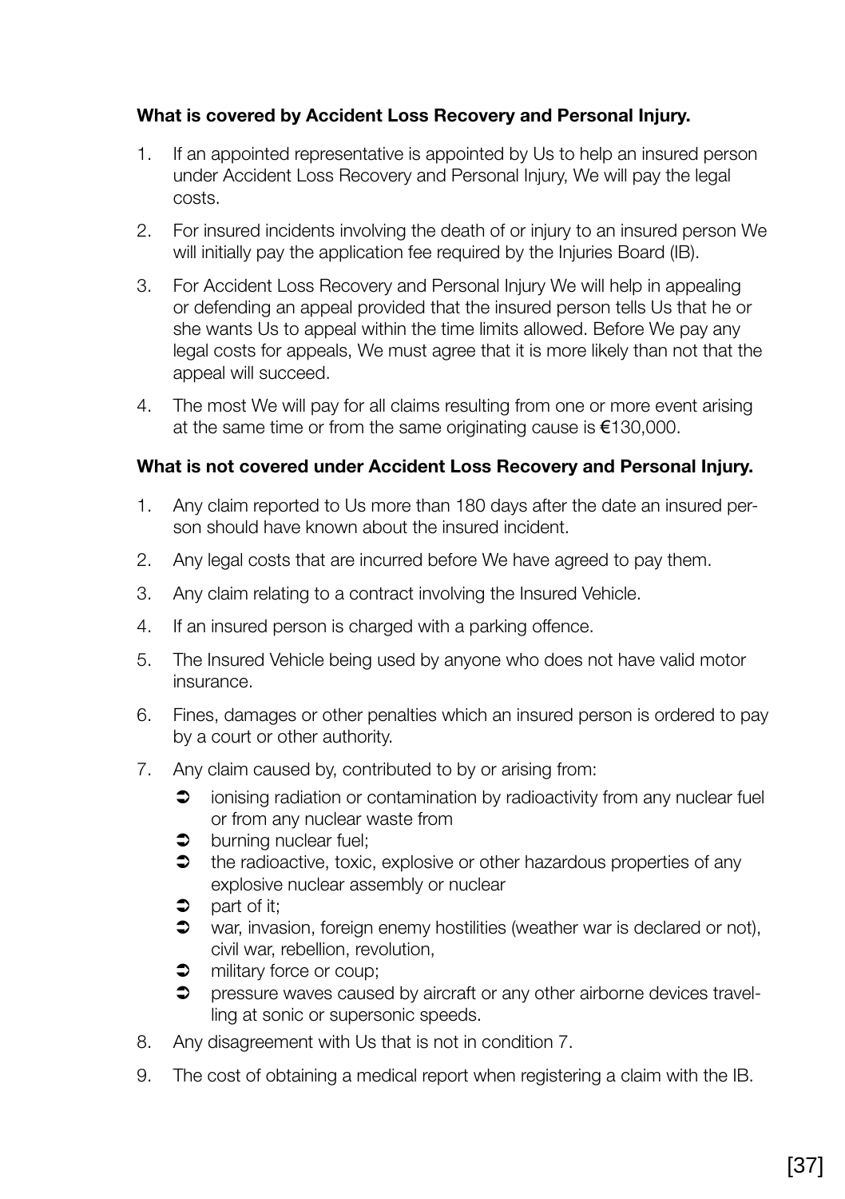**What is covered by Accident Loss Recovery and Personal Injury.**

1. If an appointed representative is appointed by Us to help an insured person under Accident Loss Recovery and Personal Injury, We will pay the legal costs.
2. For insured incidents involving the death of or injury to an insured person We will initially pay the application fee required by the Injuries Board (IB).
3. For Accident Loss Recovery and Personal Injury We will help in appealing or defending an appeal provided that the insured person tells Us that he or she wants Us to appeal within the time limits allowed. Before We pay any legal costs for appeals, We must agree that it is more likely than not that the appeal will succeed.
4. The most We will pay for all claims resulting from one or more event arising at the same time or from the same originating cause is €130,000.

**What is not covered under Accident Loss Recovery and Personal Injury.**

1. Any claim reported to Us more than 180 days after the date an insured person should have known about the insured incident.
2. Any legal costs that are incurred before We have agreed to pay them.
3. Any claim relating to a contract involving the Insured Vehicle.
4. If an insured person is charged with a parking offence.
5. The Insured Vehicle being used by anyone who does not have valid motor insurance.
6. Fines, damages or other penalties which an insured person is ordered to pay by a court or other authority.
7. Any claim caused by, contributed to by or arising from:
   - ionising radiation or contamination by radioactivity from any nuclear fuel or from any nuclear waste from
   - burning nuclear fuel;
   - the radioactive, toxic, explosive or other hazardous properties of any explosive nuclear assembly or nuclear
   - part of it;
   - war, invasion, foreign enemy hostilities (weather war is declared or not), civil war, rebellion, revolution,
   - military force or coup;
   - pressure waves caused by aircraft or any other airborne devices travelling at sonic or supersonic speeds.
8. Any disagreement with Us that is not in condition 7.
9. The cost of obtaining a medical report when registering a claim with the IB.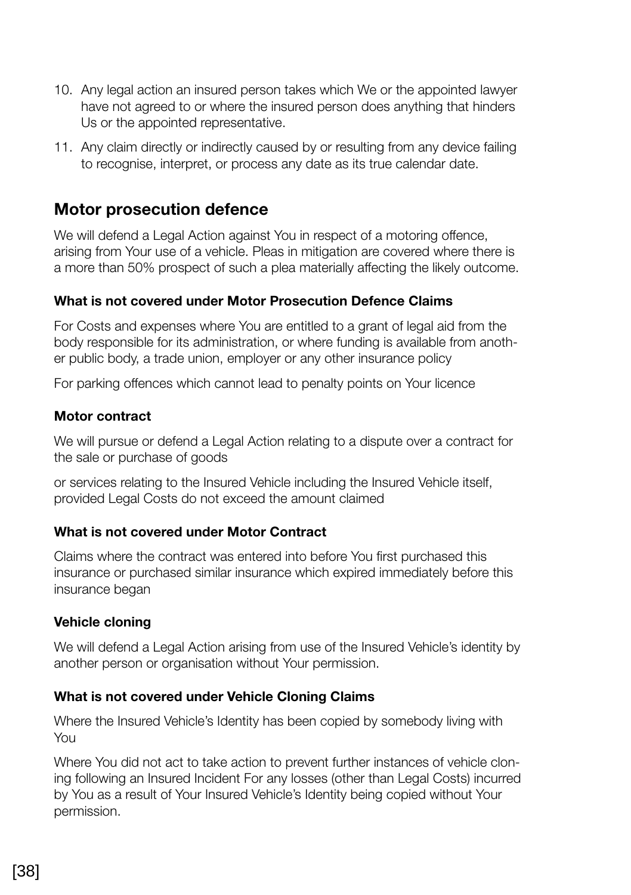10. Any legal action an insured person takes which We or the appointed lawyer have not agreed to or where the insured person does anything that hinders Us or the appointed representative.
11. Any claim directly or indirectly caused by or resulting from any device failing to recognise, interpret, or process any date as its true calendar date.

## Motor prosecution defence

We will defend a Legal Action against You in respect of a motoring offence, arising from Your use of a vehicle. Pleas in mitigation are covered where there is a more than 50% prospect of such a plea materially affecting the likely outcome.

### What is not covered under Motor Prosecution Defence Claims

For Costs and expenses where You are entitled to a grant of legal aid from the body responsible for its administration, or where funding is available from another public body, a trade union, employer or any other insurance policy

For parking offences which cannot lead to penalty points on Your licence

### Motor contract

We will pursue or defend a Legal Action relating to a dispute over a contract for the sale or purchase of goods

or services relating to the Insured Vehicle including the Insured Vehicle itself, provided Legal Costs do not exceed the amount claimed

### What is not covered under Motor Contract

Claims where the contract was entered into before You first purchased this insurance or purchased similar insurance which expired immediately before this insurance began

### Vehicle cloning

We will defend a Legal Action arising from use of the Insured Vehicle's identity by another person or organisation without Your permission.

### What is not covered under Vehicle Cloning Claims

Where the Insured Vehicle's Identity has been copied by somebody living with You

Where You did not act to take action to prevent further instances of vehicle cloning following an Insured Incident For any losses (other than Legal Costs) incurred by You as a result of Your Insured Vehicle's Identity being copied without Your permission.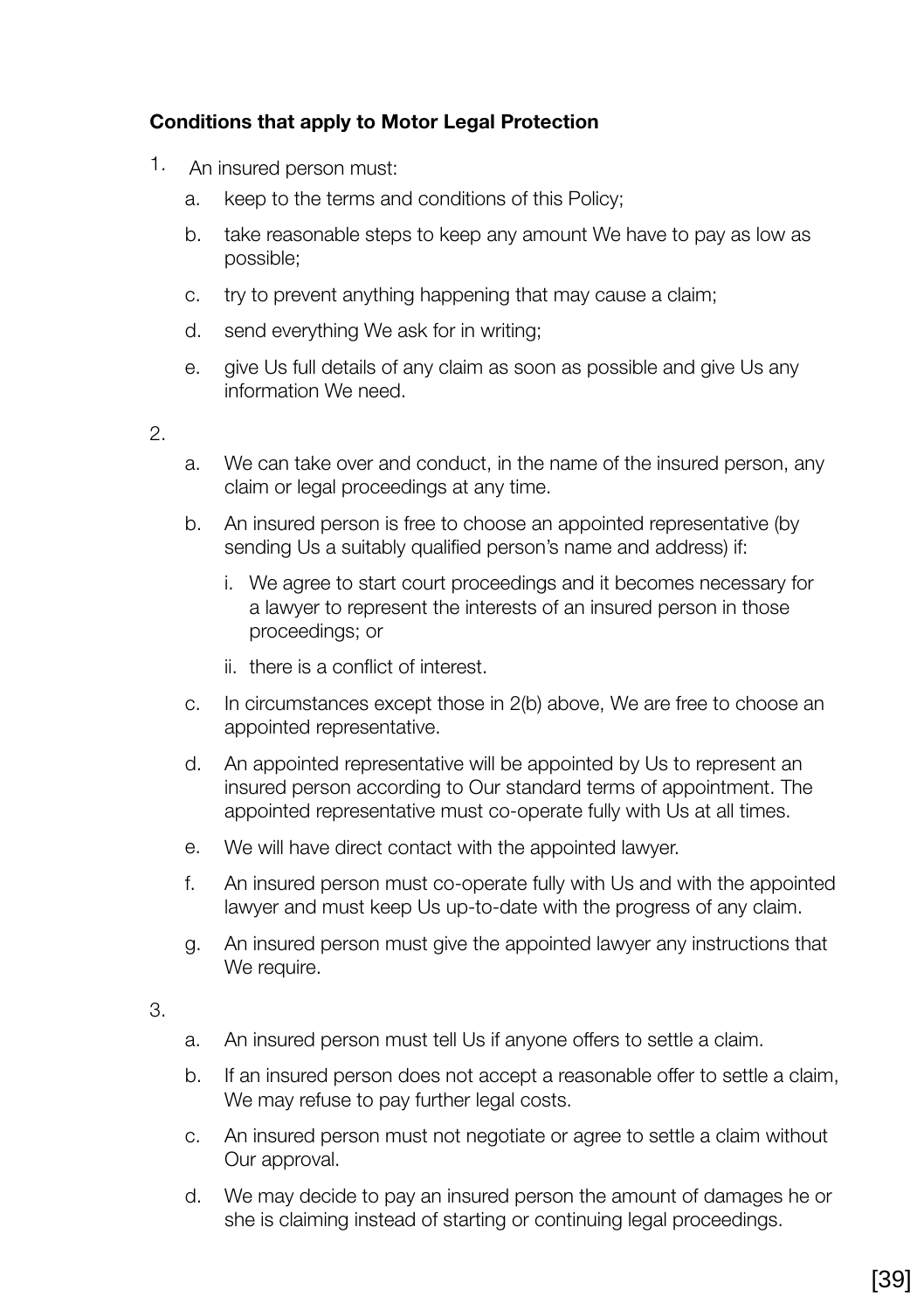**Conditions that apply to Motor Legal Protection**

1. An insured person must:
   a. keep to the terms and conditions of this Policy;
   b. take reasonable steps to keep any amount We have to pay as low as possible;
   c. try to prevent anything happening that may cause a claim;
   d. send everything We ask for in writing;
   e. give Us full details of any claim as soon as possible and give Us any information We need.

2.
   a. We can take over and conduct, in the name of the insured person, any claim or legal proceedings at any time.
   b. An insured person is free to choose an appointed representative (by sending Us a suitably qualified person's name and address) if:
      i. We agree to start court proceedings and it becomes necessary for a lawyer to represent the interests of an insured person in those proceedings; or
      ii. there is a conflict of interest.
   c. In circumstances except those in 2(b) above, We are free to choose an appointed representative.
   d. An appointed representative will be appointed by Us to represent an insured person according to Our standard terms of appointment. The appointed representative must co-operate fully with Us at all times.
   e. We will have direct contact with the appointed lawyer.
   f. An insured person must co-operate fully with Us and with the appointed lawyer and must keep Us up-to-date with the progress of any claim.
   g. An insured person must give the appointed lawyer any instructions that We require.

3.
   a. An insured person must tell Us if anyone offers to settle a claim.
   b. If an insured person does not accept a reasonable offer to settle a claim, We may refuse to pay further legal costs.
   c. An insured person must not negotiate or agree to settle a claim without Our approval.
   d. We may decide to pay an insured person the amount of damages he or she is claiming instead of starting or continuing legal proceedings.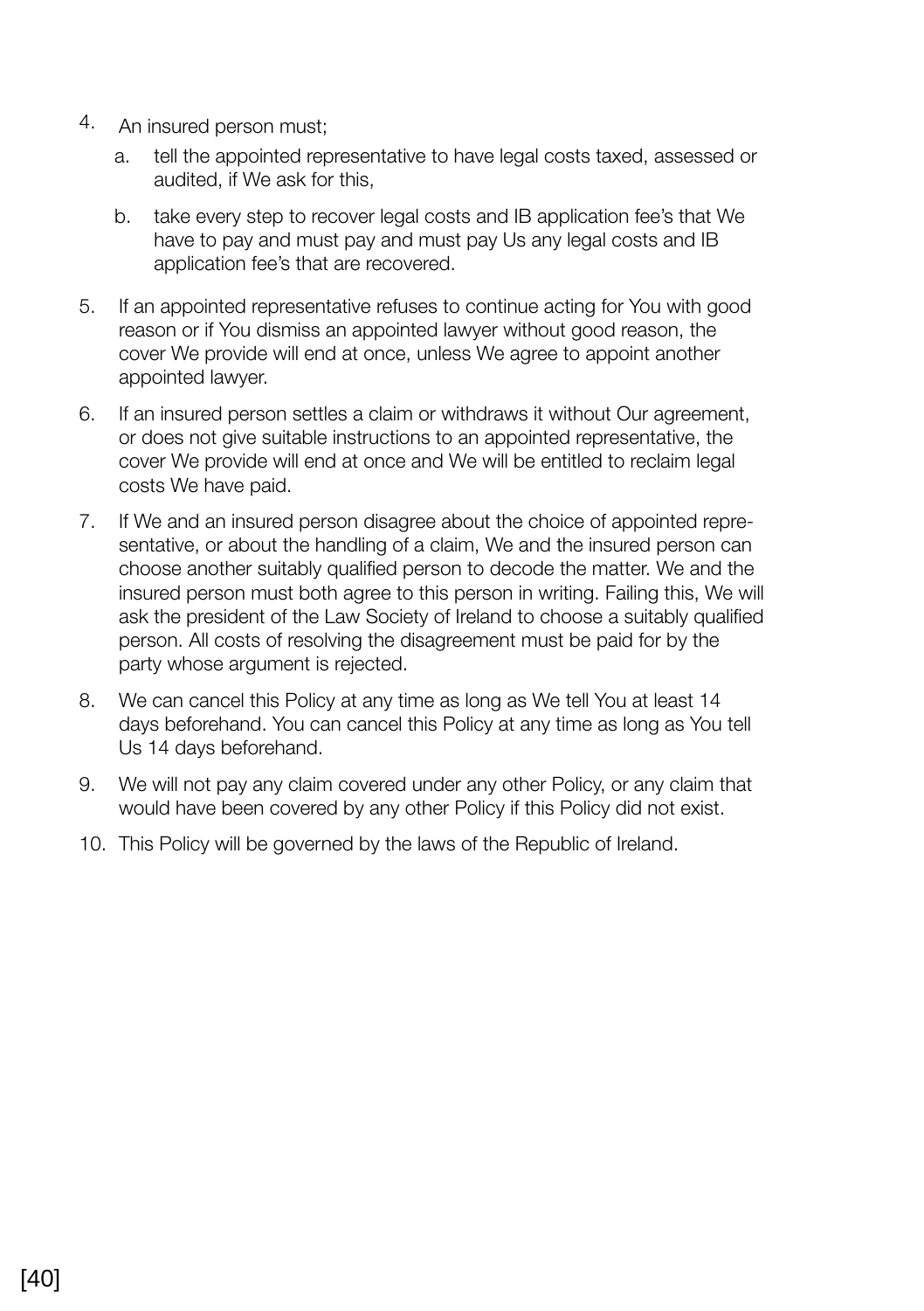4. An insured person must;

   a. tell the appointed representative to have legal costs taxed, assessed or audited, if We ask for this,

   b. take every step to recover legal costs and IB application fee's that We have to pay and must pay and must pay Us any legal costs and IB application fee's that are recovered.

5. If an appointed representative refuses to continue acting for You with good reason or if You dismiss an appointed lawyer without good reason, the cover We provide will end at once, unless We agree to appoint another appointed lawyer.

6. If an insured person settles a claim or withdraws it without Our agreement, or does not give suitable instructions to an appointed representative, the cover We provide will end at once and We will be entitled to reclaim legal costs We have paid.

7. If We and an insured person disagree about the choice of appointed representative, or about the handling of a claim, We and the insured person can choose another suitably qualified person to decode the matter. We and the insured person must both agree to this person in writing. Failing this, We will ask the president of the Law Society of Ireland to choose a suitably qualified person. All costs of resolving the disagreement must be paid for by the party whose argument is rejected.

8. We can cancel this Policy at any time as long as We tell You at least 14 days beforehand. You can cancel this Policy at any time as long as You tell Us 14 days beforehand.

9. We will not pay any claim covered under any other Policy, or any claim that would have been covered by any other Policy if this Policy did not exist.

10. This Policy will be governed by the laws of the Republic of Ireland.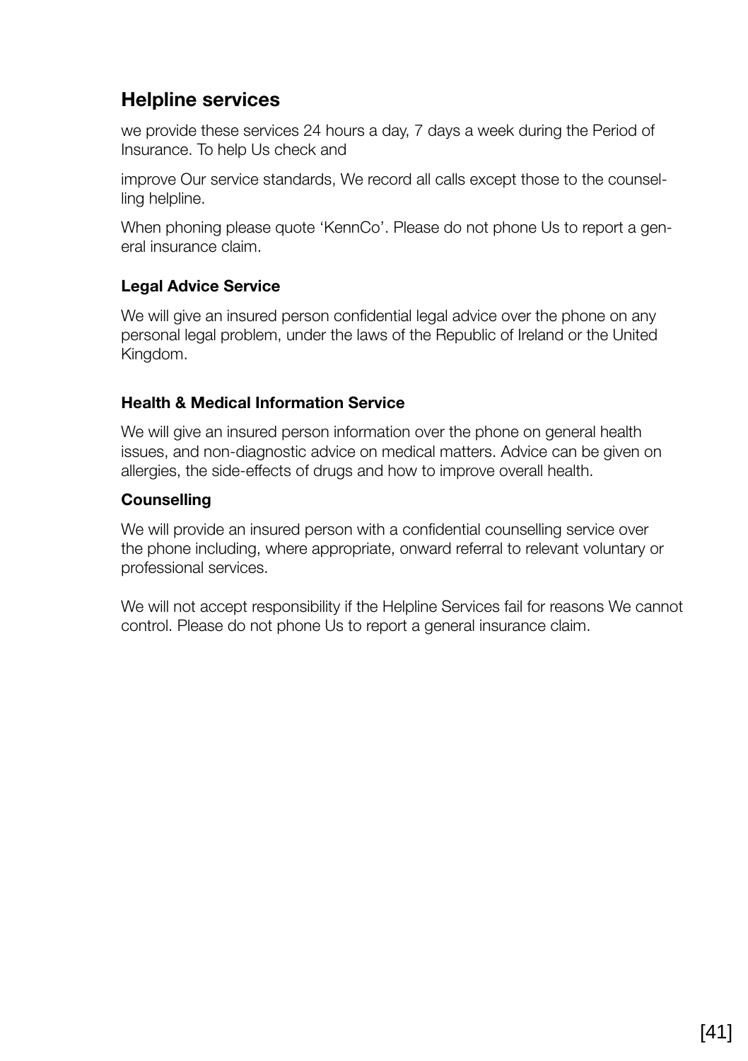## Helpline services

we provide these services 24 hours a day, 7 days a week during the Period of Insurance. To help Us check and

improve Our service standards, We record all calls except those to the counselling helpline.

When phoning please quote 'KennCo'. Please do not phone Us to report a general insurance claim.

### Legal Advice Service

We will give an insured person confidential legal advice over the phone on any personal legal problem, under the laws of the Republic of Ireland or the United Kingdom.

### Health & Medical Information Service

We will give an insured person information over the phone on general health issues, and non-diagnostic advice on medical matters. Advice can be given on allergies, the side-effects of drugs and how to improve overall health.

### Counselling

We will provide an insured person with a confidential counselling service over the phone including, where appropriate, onward referral to relevant voluntary or professional services.

We will not accept responsibility if the Helpline Services fail for reasons We cannot control. Please do not phone Us to report a general insurance claim.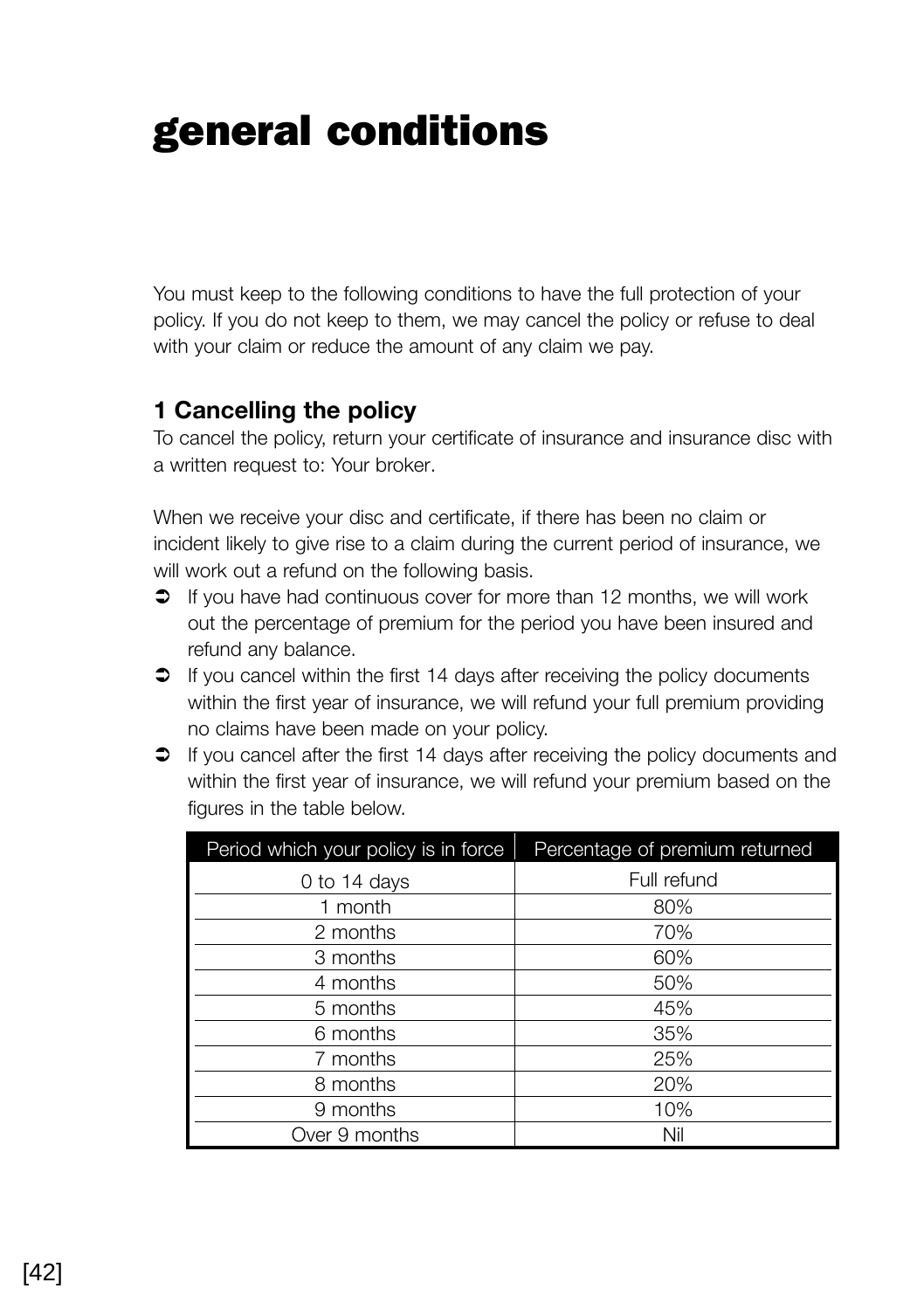# general conditions

You must keep to the following conditions to have the full protection of your policy. If you do not keep to them, we may cancel the policy or refuse to deal with your claim or reduce the amount of any claim we pay.

## 1 Cancelling the policy

To cancel the policy, return your certificate of insurance and insurance disc with a written request to: Your broker.

When we receive your disc and certificate, if there has been no claim or incident likely to give rise to a claim during the current period of insurance, we will work out a refund on the following basis.

- If you have had continuous cover for more than 12 months, we will work out the percentage of premium for the period you have been insured and refund any balance.
- If you cancel within the first 14 days after receiving the policy documents within the first year of insurance, we will refund your full premium providing no claims have been made on your policy.
- If you cancel after the first 14 days after receiving the policy documents and within the first year of insurance, we will refund your premium based on the figures in the table below.

| Period which your policy is in force | Percentage of premium returned |
|---|---|
| 0 to 14 days | Full refund |
| 1 month | 80% |
| 2 months | 70% |
| 3 months | 60% |
| 4 months | 50% |
| 5 months | 45% |
| 6 months | 35% |
| 7 months | 25% |
| 8 months | 20% |
| 9 months | 10% |
| Over 9 months | Nil |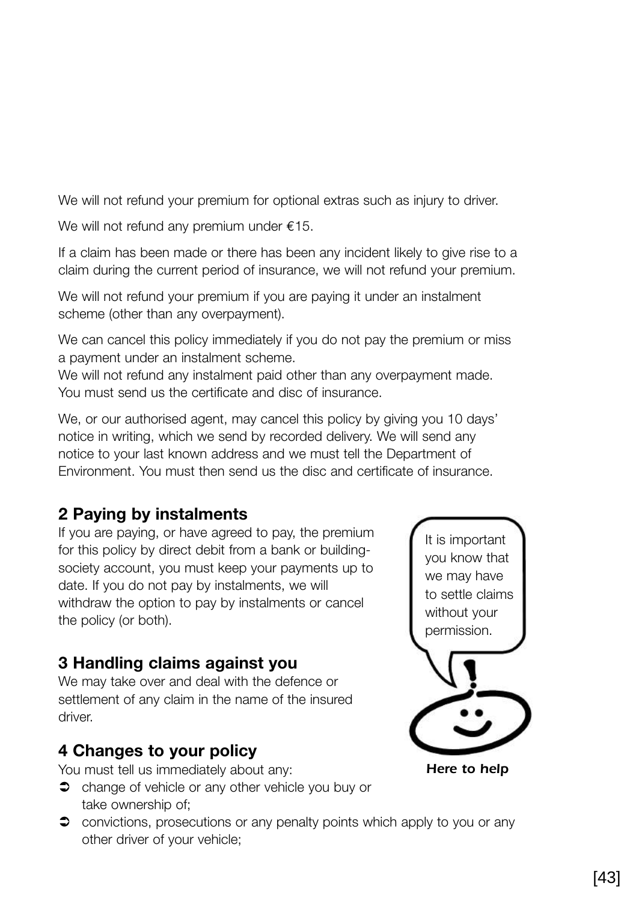We will not refund your premium for optional extras such as injury to driver.

We will not refund any premium under €15.

If a claim has been made or there has been any incident likely to give rise to a claim during the current period of insurance, we will not refund your premium.

We will not refund your premium if you are paying it under an instalment scheme (other than any overpayment).

We can cancel this policy immediately if you do not pay the premium or miss a payment under an instalment scheme.
We will not refund any instalment paid other than any overpayment made.
You must send us the certificate and disc of insurance.

We, or our authorised agent, may cancel this policy by giving you 10 days' notice in writing, which we send by recorded delivery. We will send any notice to your last known address and we must tell the Department of Environment. You must then send us the disc and certificate of insurance.

## 2 Paying by instalments

If you are paying, or have agreed to pay, the premium for this policy by direct debit from a bank or building-society account, you must keep your payments up to date. If you do not pay by instalments, we will withdraw the option to pay by instalments or cancel the policy (or both).

It is important you know that we may have to settle claims without your permission.

*Here to help*

## 3 Handling claims against you

We may take over and deal with the defence or settlement of any claim in the name of the insured driver.

## 4 Changes to your policy

You must tell us immediately about any:

- change of vehicle or any other vehicle you buy or take ownership of;
- convictions, prosecutions or any penalty points which apply to you or any other driver of your vehicle;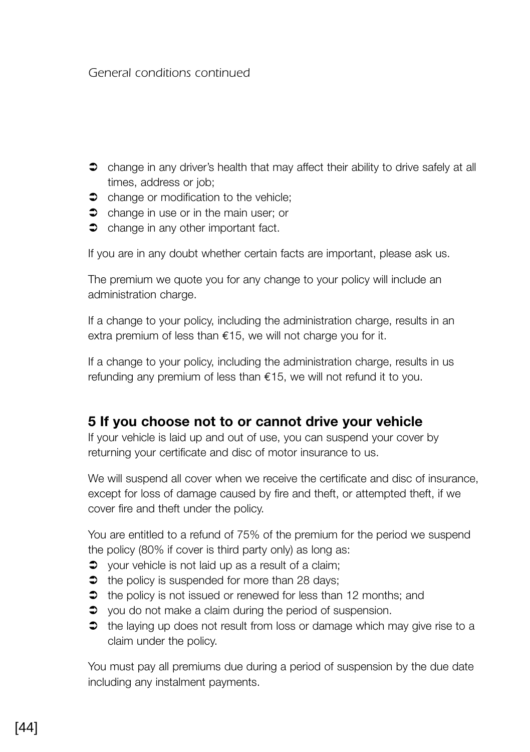*General conditions continued*

- change in any driver's health that may affect their ability to drive safely at all times, address or job;
- change or modification to the vehicle;
- change in use or in the main user; or
- change in any other important fact.

If you are in any doubt whether certain facts are important, please ask us.

The premium we quote you for any change to your policy will include an administration charge.

If a change to your policy, including the administration charge, results in an extra premium of less than €15, we will not charge you for it.

If a change to your policy, including the administration charge, results in us refunding any premium of less than €15, we will not refund it to you.

## 5 If you choose not to or cannot drive your vehicle

If your vehicle is laid up and out of use, you can suspend your cover by returning your certificate and disc of motor insurance to us.

We will suspend all cover when we receive the certificate and disc of insurance, except for loss of damage caused by fire and theft, or attempted theft, if we cover fire and theft under the policy.

You are entitled to a refund of 75% of the premium for the period we suspend the policy (80% if cover is third party only) as long as:

- your vehicle is not laid up as a result of a claim;
- the policy is suspended for more than 28 days;
- the policy is not issued or renewed for less than 12 months; and
- you do not make a claim during the period of suspension.
- the laying up does not result from loss or damage which may give rise to a claim under the policy.

You must pay all premiums due during a period of suspension by the due date including any instalment payments.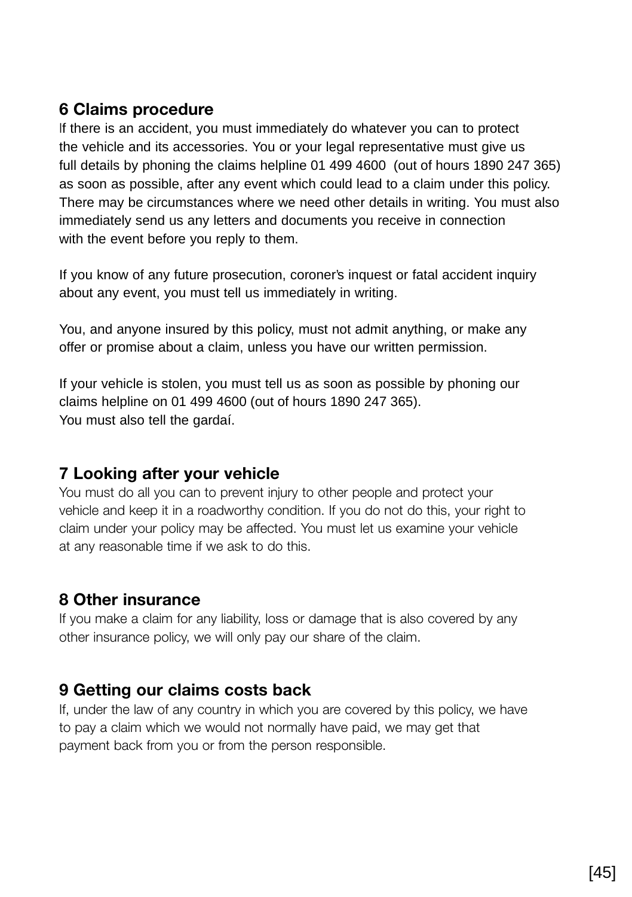## 6 Claims procedure

If there is an accident, you must immediately do whatever you can to protect the vehicle and its accessories. You or your legal representative must give us full details by phoning the claims helpline 01 499 4600 (out of hours 1890 247 365) as soon as possible, after any event which could lead to a claim under this policy. There may be circumstances where we need other details in writing. You must also immediately send us any letters and documents you receive in connection with the event before you reply to them.

If you know of any future prosecution, coroner's inquest or fatal accident inquiry about any event, you must tell us immediately in writing.

You, and anyone insured by this policy, must not admit anything, or make any offer or promise about a claim, unless you have our written permission.

If your vehicle is stolen, you must tell us as soon as possible by phoning our claims helpline on 01 499 4600 (out of hours 1890 247 365).
You must also tell the gardaí.

## 7 Looking after your vehicle

You must do all you can to prevent injury to other people and protect your vehicle and keep it in a roadworthy condition. If you do not do this, your right to claim under your policy may be affected. You must let us examine your vehicle at any reasonable time if we ask to do this.

## 8 Other insurance

If you make a claim for any liability, loss or damage that is also covered by any other insurance policy, we will only pay our share of the claim.

## 9 Getting our claims costs back

If, under the law of any country in which you are covered by this policy, we have to pay a claim which we would not normally have paid, we may get that payment back from you or from the person responsible.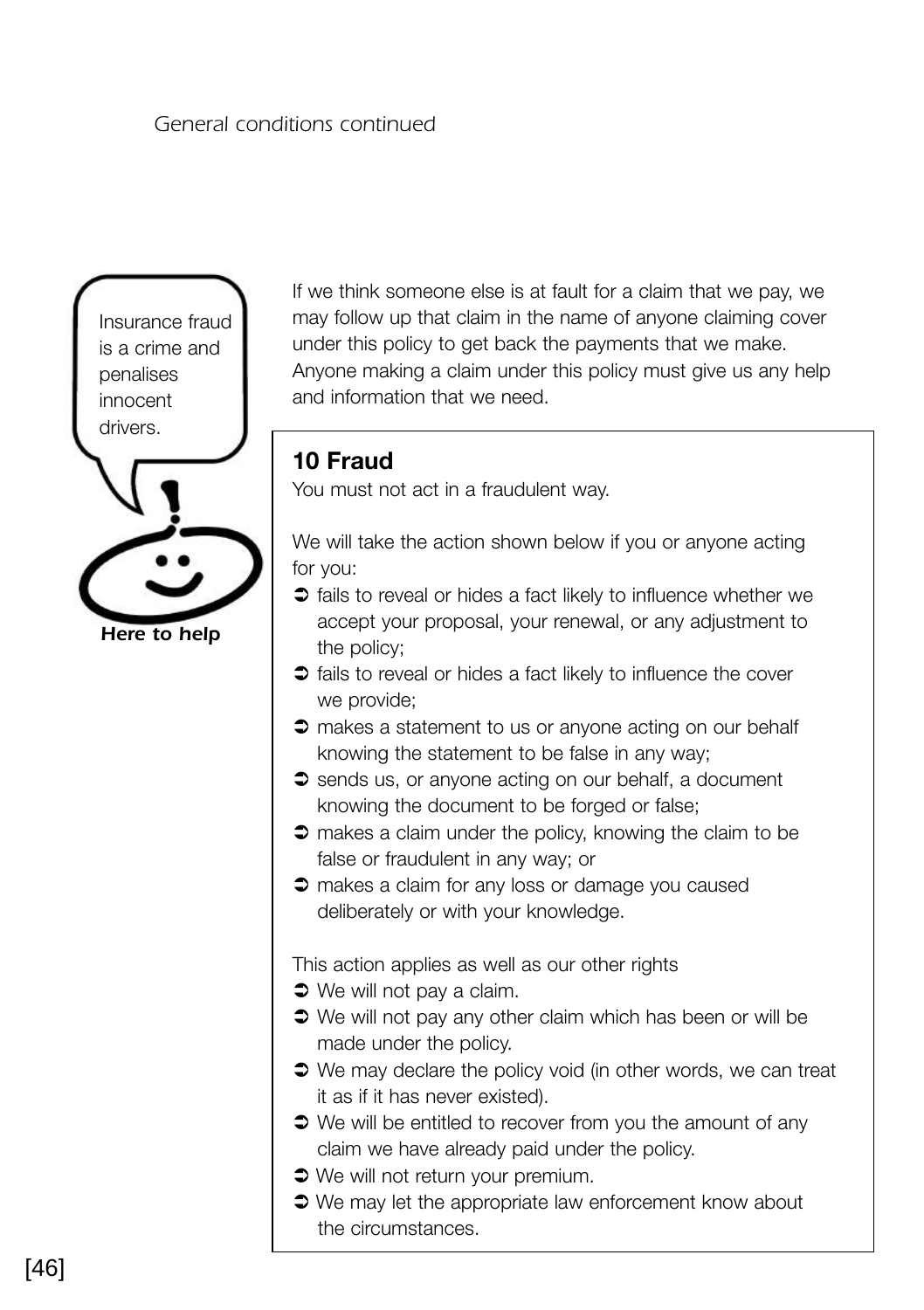*General conditions continued*

Insurance fraud is a crime and penalises innocent drivers.

***Here to help***

If we think someone else is at fault for a claim that we pay, we may follow up that claim in the name of anyone claiming cover under this policy to get back the payments that we make. Anyone making a claim under this policy must give us any help and information that we need.

**10 Fraud**

You must not act in a fraudulent way.

We will take the action shown below if you or anyone acting for you:

- fails to reveal or hides a fact likely to influence whether we accept your proposal, your renewal, or any adjustment to the policy;
- fails to reveal or hides a fact likely to influence the cover we provide;
- makes a statement to us or anyone acting on our behalf knowing the statement to be false in any way;
- sends us, or anyone acting on our behalf, a document knowing the document to be forged or false;
- makes a claim under the policy, knowing the claim to be false or fraudulent in any way; or
- makes a claim for any loss or damage you caused deliberately or with your knowledge.

This action applies as well as our other rights

- We will not pay a claim.
- We will not pay any other claim which has been or will be made under the policy.
- We may declare the policy void (in other words, we can treat it as if it has never existed).
- We will be entitled to recover from you the amount of any claim we have already paid under the policy.
- We will not return your premium.
- We may let the appropriate law enforcement know about the circumstances.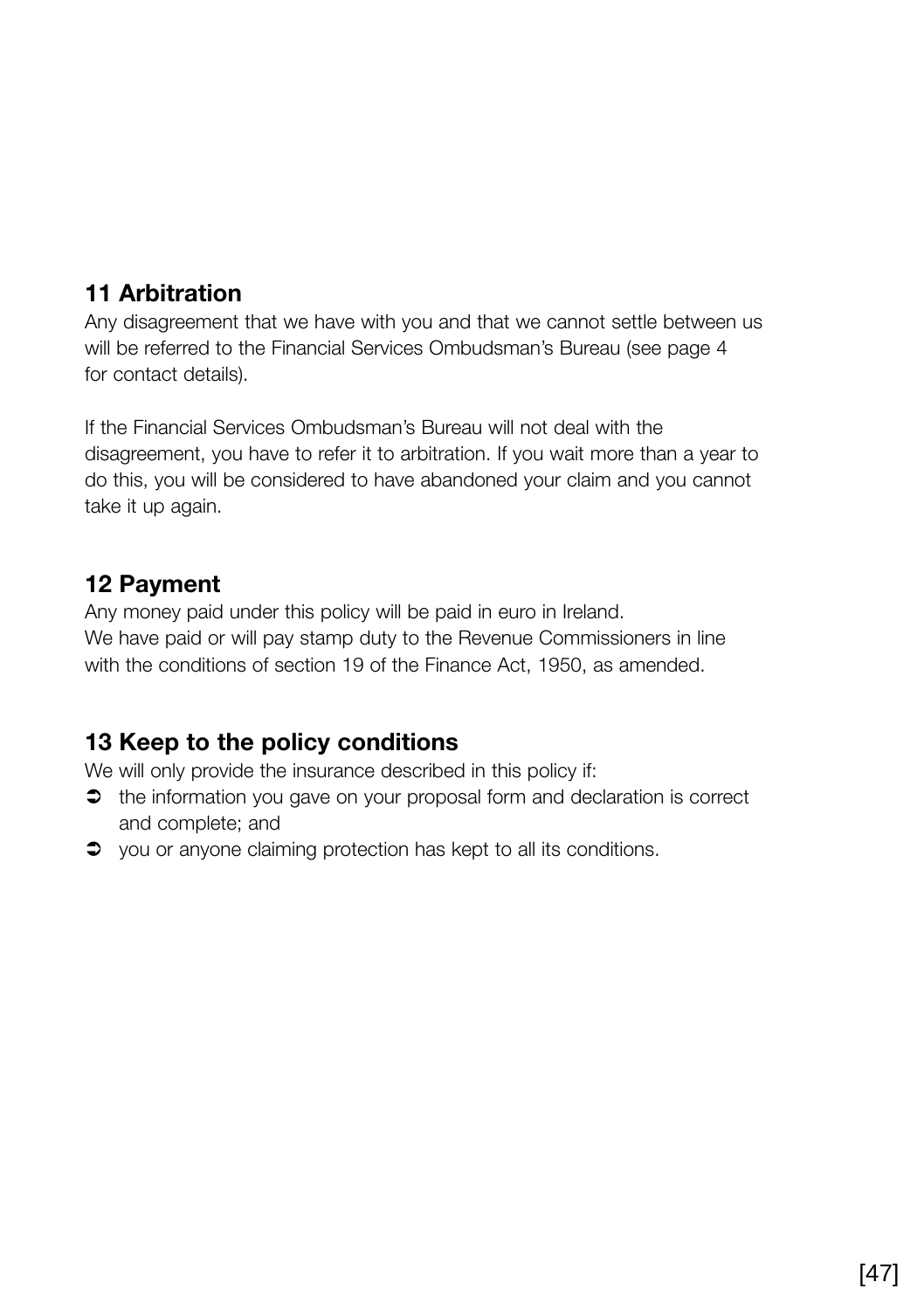### 11 Arbitration

Any disagreement that we have with you and that we cannot settle between us will be referred to the Financial Services Ombudsman's Bureau (see page 4 for contact details).

If the Financial Services Ombudsman's Bureau will not deal with the disagreement, you have to refer it to arbitration. If you wait more than a year to do this, you will be considered to have abandoned your claim and you cannot take it up again.

### 12 Payment

Any money paid under this policy will be paid in euro in Ireland.
We have paid or will pay stamp duty to the Revenue Commissioners in line with the conditions of section 19 of the Finance Act, 1950, as amended.

### 13 Keep to the policy conditions

We will only provide the insurance described in this policy if:

- the information you gave on your proposal form and declaration is correct and complete; and
- you or anyone claiming protection has kept to all its conditions.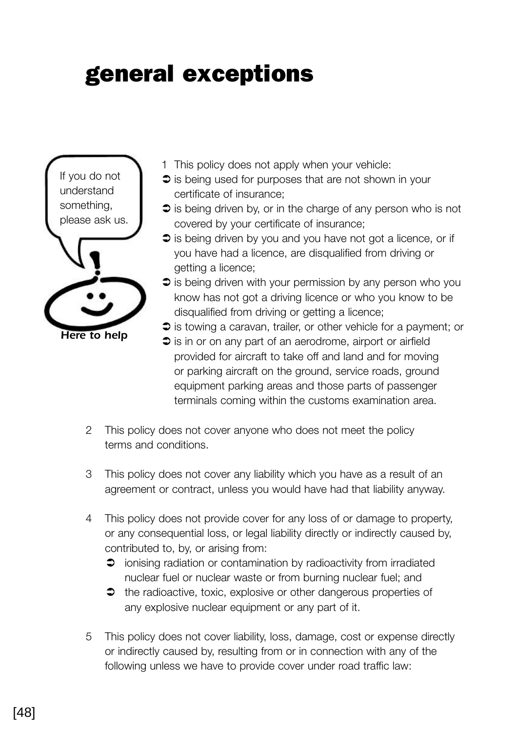# general exceptions

If you do not understand something, please ask us.

*Here to help*

1 This policy does not apply when your vehicle:

- is being used for purposes that are not shown in your certificate of insurance;
- is being driven by, or in the charge of any person who is not covered by your certificate of insurance;
- is being driven by you and you have not got a licence, or if you have had a licence, are disqualified from driving or getting a licence;
- is being driven with your permission by any person who you know has not got a driving licence or who you know to be disqualified from driving or getting a licence;
- is towing a caravan, trailer, or other vehicle for a payment; or
- is in or on any part of an aerodrome, airport or airfield provided for aircraft to take off and land and for moving or parking aircraft on the ground, service roads, ground equipment parking areas and those parts of passenger terminals coming within the customs examination area.

2 This policy does not cover anyone who does not meet the policy terms and conditions.

3 This policy does not cover any liability which you have as a result of an agreement or contract, unless you would have had that liability anyway.

4 This policy does not provide cover for any loss of or damage to property, or any consequential loss, or legal liability directly or indirectly caused by, contributed to, by, or arising from:

- ionising radiation or contamination by radioactivity from irradiated nuclear fuel or nuclear waste or from burning nuclear fuel; and
- the radioactive, toxic, explosive or other dangerous properties of any explosive nuclear equipment or any part of it.

5 This policy does not cover liability, loss, damage, cost or expense directly or indirectly caused by, resulting from or in connection with any of the following unless we have to provide cover under road traffic law: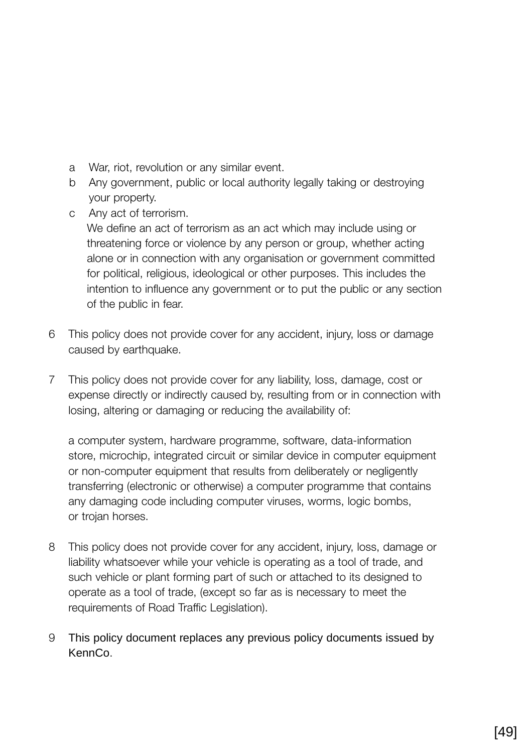a War, riot, revolution or any similar event.
b Any government, public or local authority legally taking or destroying your property.
c Any act of terrorism.
We define an act of terrorism as an act which may include using or threatening force or violence by any person or group, whether acting alone or in connection with any organisation or government committed for political, religious, ideological or other purposes. This includes the intention to influence any government or to put the public or any section of the public in fear.

6 This policy does not provide cover for any accident, injury, loss or damage caused by earthquake.

7 This policy does not provide cover for any liability, loss, damage, cost or expense directly or indirectly caused by, resulting from or in connection with losing, altering or damaging or reducing the availability of:

a computer system, hardware programme, software, data-information store, microchip, integrated circuit or similar device in computer equipment or non-computer equipment that results from deliberately or negligently transferring (electronic or otherwise) a computer programme that contains any damaging code including computer viruses, worms, logic bombs, or trojan horses.

8 This policy does not provide cover for any accident, injury, loss, damage or liability whatsoever while your vehicle is operating as a tool of trade, and such vehicle or plant forming part of such or attached to its designed to operate as a tool of trade, (except so far as is necessary to meet the requirements of Road Traffic Legislation).

9 This policy document replaces any previous policy documents issued by KennCo.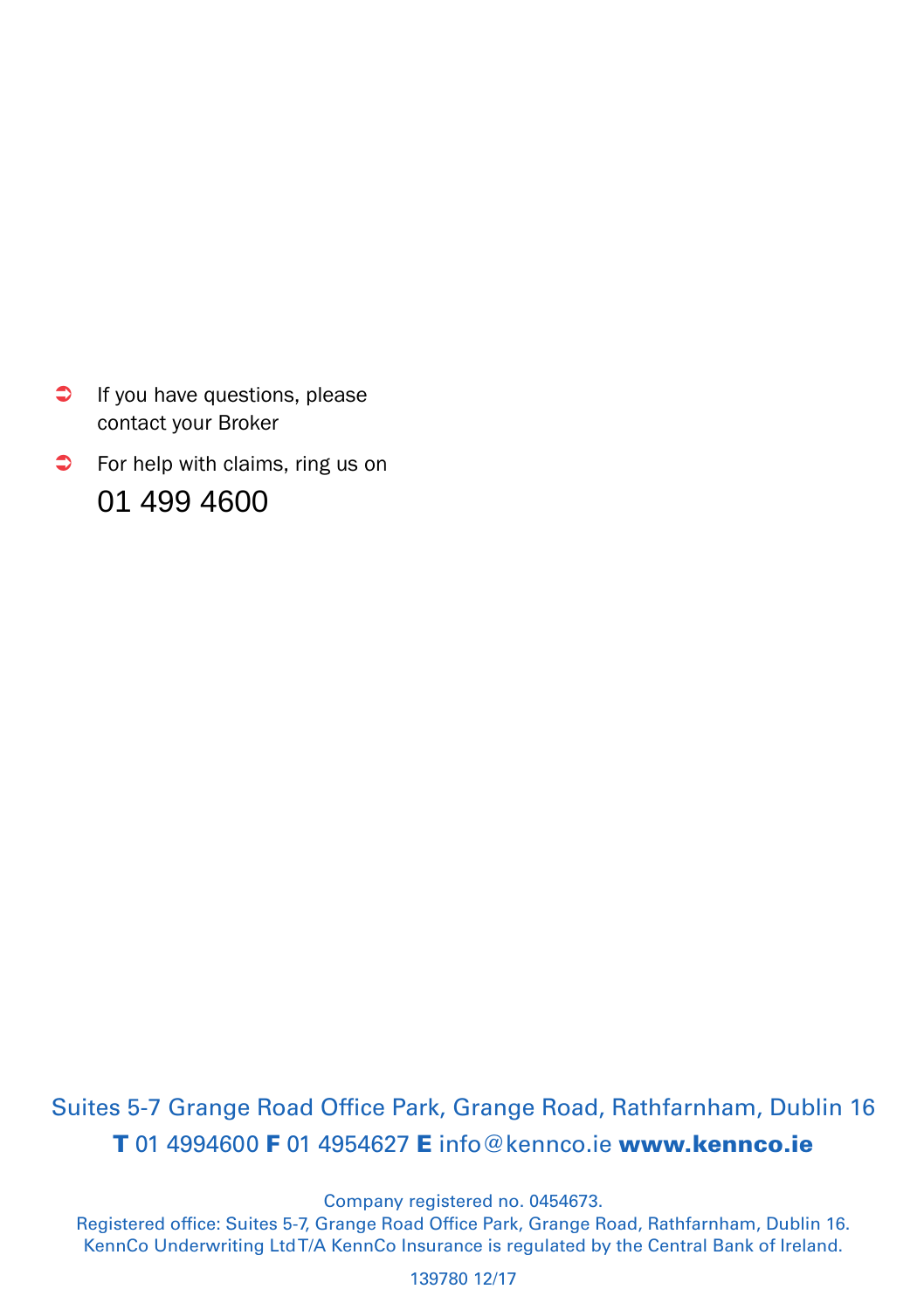- If you have questions, please contact your Broker
- For help with claims, ring us on
  01 499 4600

Suites 5-7 Grange Road Office Park, Grange Road, Rathfarnham, Dublin 16

**T** 01 4994600 **F** 01 4954627 **E** info@kennco.ie **www.kennco.ie**

Company registered no. 0454673.
Registered office: Suites 5-7, Grange Road Office Park, Grange Road, Rathfarnham, Dublin 16.
KennCo Underwriting Ltd T/A KennCo Insurance is regulated by the Central Bank of Ireland.

139780 12/17